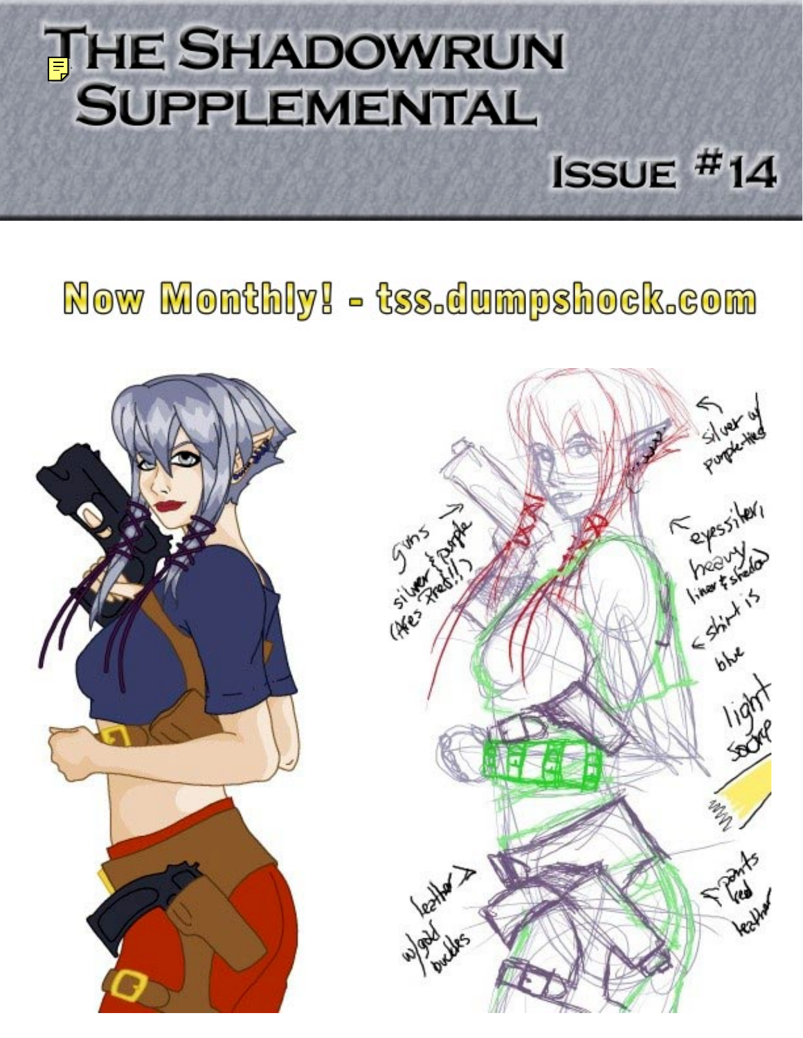# The Shadowrun Supplemental

## Issue #14

**Now Monthly! - tss.dumpshock.com**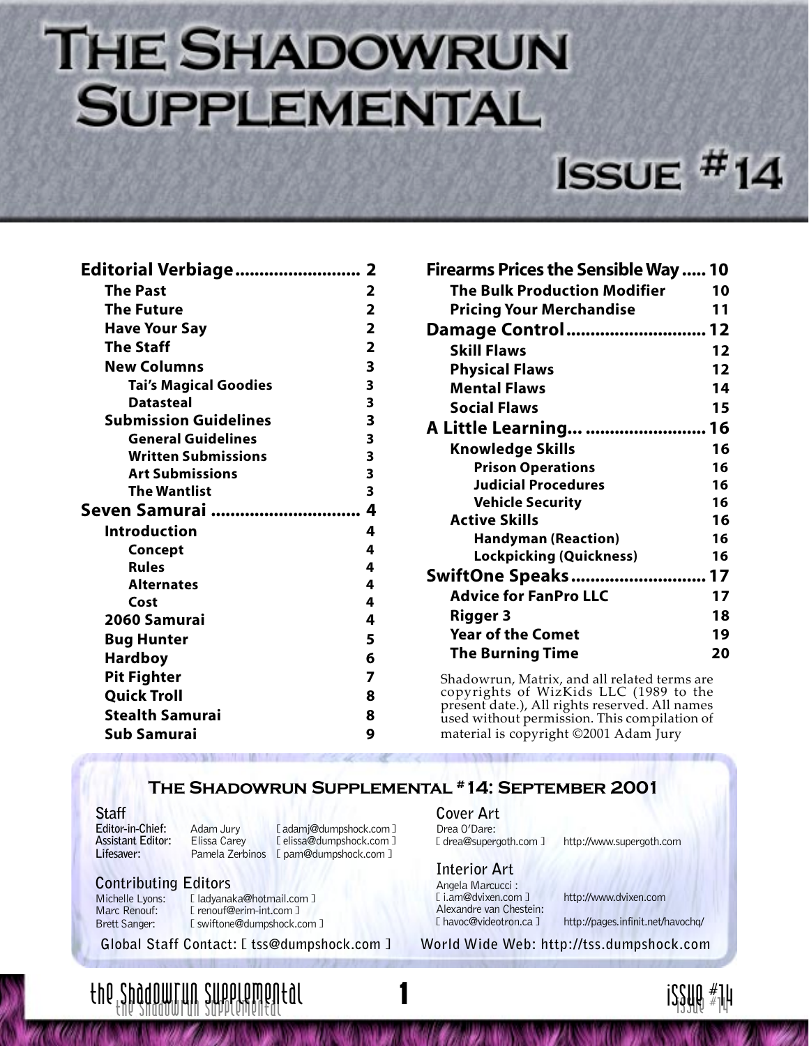# The Shadowrun Supplemental

## Issue #14

| | |
|---|---|
| **Editorial Verbiage** | **2** |
| The Past | 2 |
| The Future | 2 |
| Have Your Say | 2 |
| The Staff | 2 |
| New Columns | 3 |
| Tai's Magical Goodies | 3 |
| Datasteal | 3 |
| Submission Guidelines | 3 |
| General Guidelines | 3 |
| Written Submissions | 3 |
| Art Submissions | 3 |
| The Wantlist | 3 |
| **Seven Samurai** | **4** |
| Introduction | 4 |
| Concept | 4 |
| Rules | 4 |
| Alternates | 4 |
| Cost | 4 |
| 2060 Samurai | 4 |
| Bug Hunter | 5 |
| Hardboy | 6 |
| Pit Fighter | 7 |
| Quick Troll | 8 |
| Stealth Samurai | 8 |
| Sub Samurai | 9 |
| **Firearms Prices the Sensible Way** | **10** |
| The Bulk Production Modifier | 10 |
| Pricing Your Merchandise | 11 |
| **Damage Control** | **12** |
| Skill Flaws | 12 |
| Physical Flaws | 12 |
| Mental Flaws | 14 |
| Social Flaws | 15 |
| **A Little Learning...** | **16** |
| Knowledge Skills | 16 |
| Prison Operations | 16 |
| Judicial Procedures | 16 |
| Vehicle Security | 16 |
| Active Skills | 16 |
| Handyman (Reaction) | 16 |
| Lockpicking (Quickness) | 16 |
| **SwiftOne Speaks** | **17** |
| Advice for FanPro LLC | 17 |
| Rigger 3 | 18 |
| Year of the Comet | 19 |
| The Burning Time | 20 |

Shadowrun, Matrix, and all related terms are copyrights of WizKids LLC (1989 to the present date.), All rights reserved. All names used without permission. This compilation of material is copyright ©2001 Adam Jury

### The Shadowrun Supplemental #14: September 2001

**Staff**

**Editor-in-Chief:** Adam Jury [ adamj@dumpshock.com ]
**Assistant Editor:** Elissa Carey [ elissa@dumpshock.com ]
**Lifesaver:** Pamela Zerbinos [ pam@dumpshock.com ]

**Contributing Editors**

Michelle Lyons: [ ladyanaka@hotmail.com ]
Marc Renouf: [ renouf@erim-int.com ]
Brett Sanger: [ swiftone@dumpshock.com ]

**Cover Art**

Drea O'Dare:
[ drea@supergoth.com ] http://www.supergoth.com

**Interior Art**

Angela Marcucci :
[ i.am@dvixen.com ] http://www.dvixen.com
Alexandre van Chestein:
[ havoc@videotron.ca ] http://pages.infinit.net/havochq/

Global Staff Contact: [ tss@dumpshock.com ]

World Wide Web: http://tss.dumpshock.com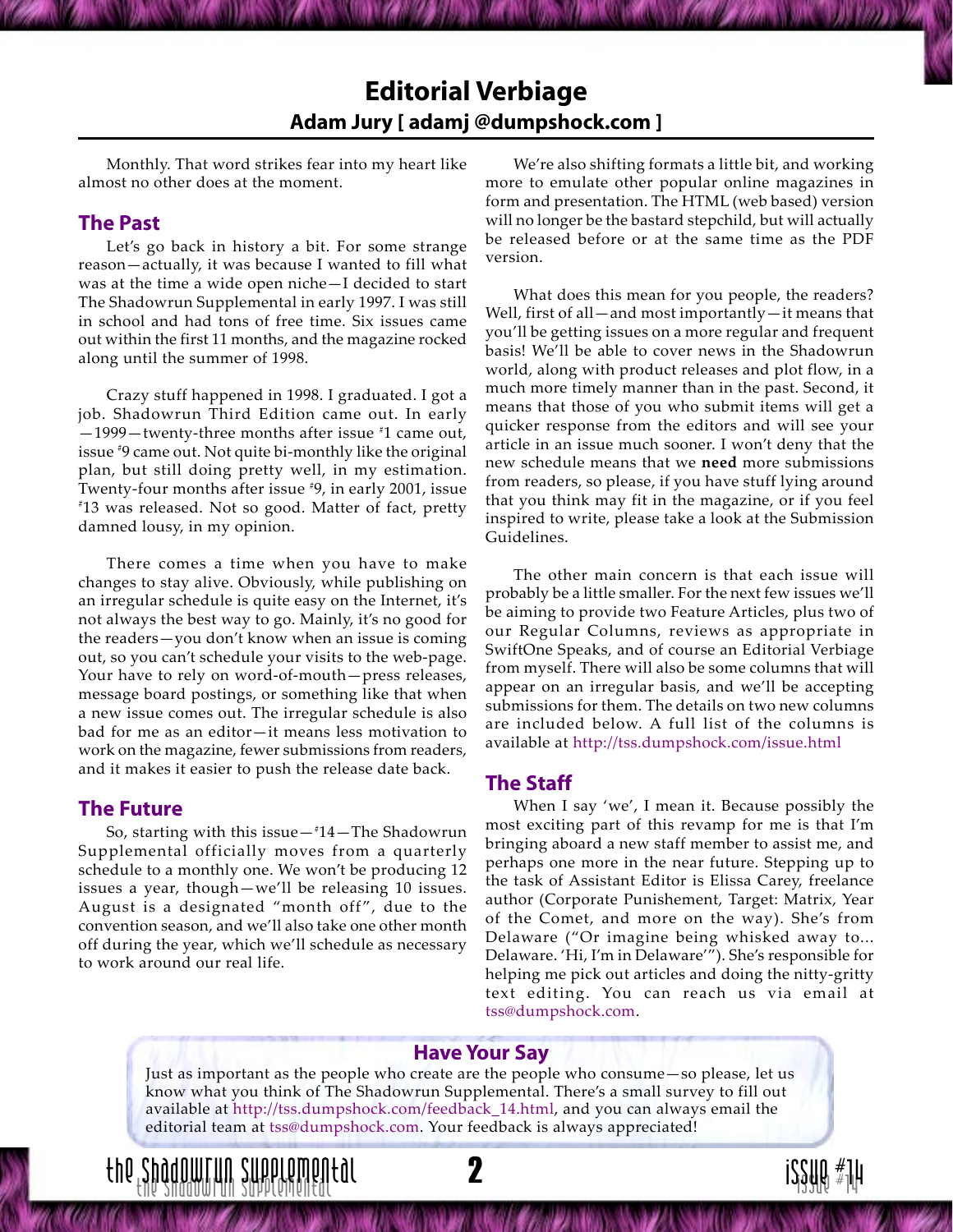# Editorial Verbiage

## Adam Jury [ adamj @dumpshock.com ]

Monthly. That word strikes fear into my heart like almost no other does at the moment.

### The Past

Let's go back in history a bit. For some strange reason—actually, it was because I wanted to fill what was at the time a wide open niche—I decided to start The Shadowrun Supplemental in early 1997. I was still in school and had tons of free time. Six issues came out within the first 11 months, and the magazine rocked along until the summer of 1998.

Crazy stuff happened in 1998. I graduated. I got a job. Shadowrun Third Edition came out. In early —1999—twenty-three months after issue #1 came out, issue #9 came out. Not quite bi-monthly like the original plan, but still doing pretty well, in my estimation. Twenty-four months after issue #9, in early 2001, issue #13 was released. Not so good. Matter of fact, pretty damned lousy, in my opinion.

There comes a time when you have to make changes to stay alive. Obviously, while publishing on an irregular schedule is quite easy on the Internet, it's not always the best way to go. Mainly, it's no good for the readers—you don't know when an issue is coming out, so you can't schedule your visits to the web-page. Your have to rely on word-of-mouth—press releases, message board postings, or something like that when a new issue comes out. The irregular schedule is also bad for me as an editor—it means less motivation to work on the magazine, fewer submissions from readers, and it makes it easier to push the release date back.

### The Future

So, starting with this issue—#14—The Shadowrun Supplemental officially moves from a quarterly schedule to a monthly one. We won't be producing 12 issues a year, though—we'll be releasing 10 issues. August is a designated "month off", due to the convention season, and we'll also take one other month off during the year, which we'll schedule as necessary to work around our real life.

We're also shifting formats a little bit, and working more to emulate other popular online magazines in form and presentation. The HTML (web based) version will no longer be the bastard stepchild, but will actually be released before or at the same time as the PDF version.

What does this mean for you people, the readers? Well, first of all—and most importantly—it means that you'll be getting issues on a more regular and frequent basis! We'll be able to cover news in the Shadowrun world, along with product releases and plot flow, in a much more timely manner than in the past. Second, it means that those of you who submit items will get a quicker response from the editors and will see your article in an issue much sooner. I won't deny that the new schedule means that we **need** more submissions from readers, so please, if you have stuff lying around that you think may fit in the magazine, or if you feel inspired to write, please take a look at the Submission Guidelines.

The other main concern is that each issue will probably be a little smaller. For the next few issues we'll be aiming to provide two Feature Articles, plus two of our Regular Columns, reviews as appropriate in SwiftOne Speaks, and of course an Editorial Verbiage from myself. There will also be some columns that will appear on an irregular basis, and we'll be accepting submissions for them. The details on two new columns are included below. A full list of the columns is available at http://tss.dumpshock.com/issue.html

### The Staff

When I say 'we', I mean it. Because possibly the most exciting part of this revamp for me is that I'm bringing aboard a new staff member to assist me, and perhaps one more in the near future. Stepping up to the task of Assistant Editor is Elissa Carey, freelance author (Corporate Punishement, Target: Matrix, Year of the Comet, and more on the way). She's from Delaware ("Or imagine being whisked away to... Delaware. 'Hi, I'm in Delaware'"). She's responsible for helping me pick out articles and doing the nitty-gritty text editing. You can reach us via email at tss@dumpshock.com.

### Have Your Say

Just as important as the people who create are the people who consume—so please, let us know what you think of The Shadowrun Supplemental. There's a small survey to fill out available at http://tss.dumpshock.com/feedback_14.html, and you can always email the editorial team at tss@dumpshock.com. Your feedback is always appreciated!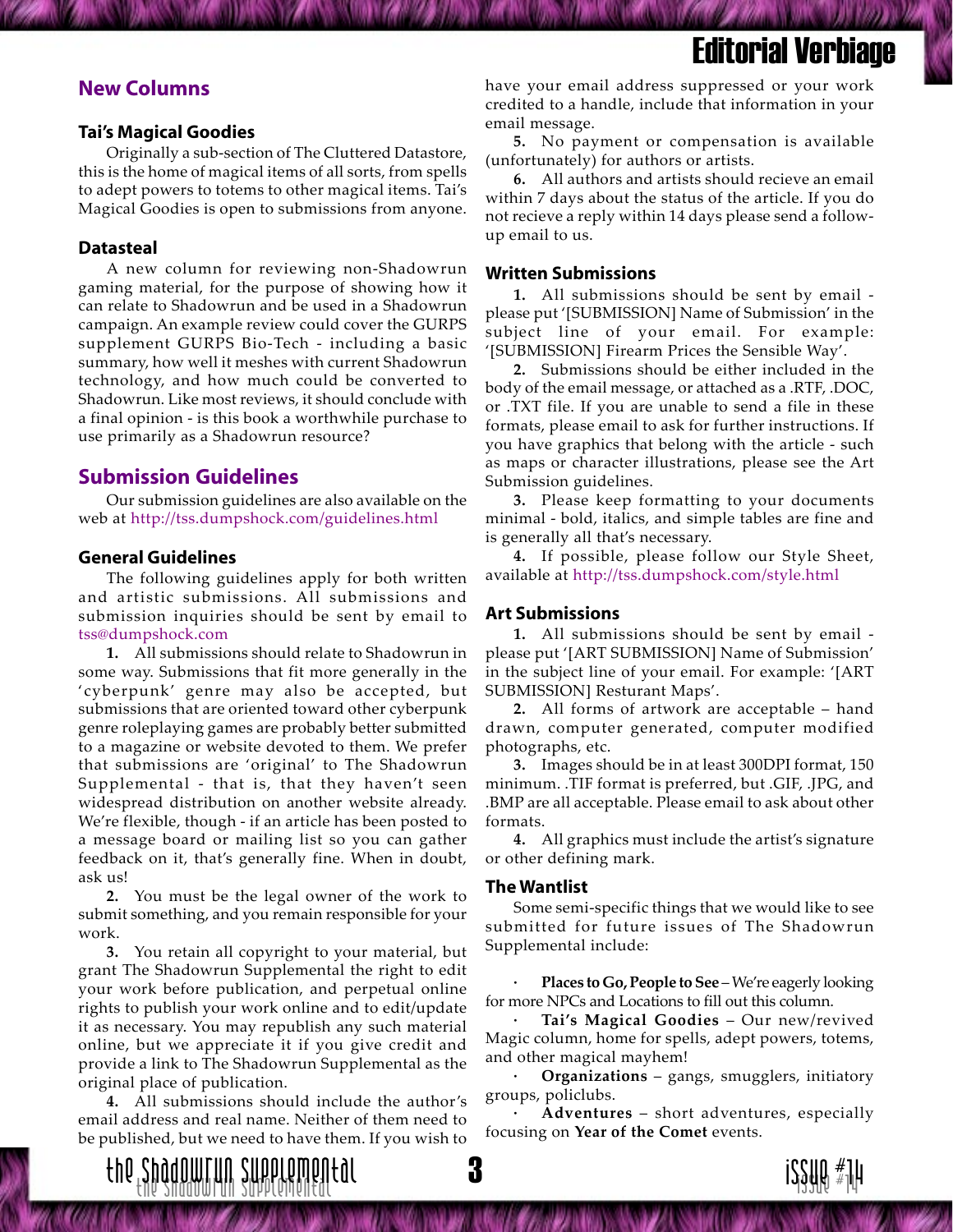# Editorial Verbiage

## New Columns

### Tai's Magical Goodies

Originally a sub-section of The Cluttered Datastore, this is the home of magical items of all sorts, from spells to adept powers to totems to other magical items. Tai's Magical Goodies is open to submissions from anyone.

### Datasteal

A new column for reviewing non-Shadowrun gaming material, for the purpose of showing how it can relate to Shadowrun and be used in a Shadowrun campaign. An example review could cover the GURPS supplement GURPS Bio-Tech - including a basic summary, how well it meshes with current Shadowrun technology, and how much could be converted to Shadowrun. Like most reviews, it should conclude with a final opinion - is this book a worthwhile purchase to use primarily as a Shadowrun resource?

## Submission Guidelines

Our submission guidelines are also available on the web at http://tss.dumpshock.com/guidelines.html

### General Guidelines

The following guidelines apply for both written and artistic submissions. All submissions and submission inquiries should be sent by email to tss@dumpshock.com

**1.** All submissions should relate to Shadowrun in some way. Submissions that fit more generally in the 'cyberpunk' genre may also be accepted, but submissions that are oriented toward other cyberpunk genre roleplaying games are probably better submitted to a magazine or website devoted to them. We prefer that submissions are 'original' to The Shadowrun Supplemental - that is, that they haven't seen widespread distribution on another website already. We're flexible, though - if an article has been posted to a message board or mailing list so you can gather feedback on it, that's generally fine. When in doubt, ask us!

**2.** You must be the legal owner of the work to submit something, and you remain responsible for your work.

**3.** You retain all copyright to your material, but grant The Shadowrun Supplemental the right to edit your work before publication, and perpetual online rights to publish your work online and to edit/update it as necessary. You may republish any such material online, but we appreciate it if you give credit and provide a link to The Shadowrun Supplemental as the original place of publication.

**4.** All submissions should include the author's email address and real name. Neither of them need to be published, but we need to have them. If you wish to have your email address suppressed or your work credited to a handle, include that information in your email message.

**5.** No payment or compensation is available (unfortunately) for authors or artists.

**6.** All authors and artists should recieve an email within 7 days about the status of the article. If you do not recieve a reply within 14 days please send a follow-up email to us.

### Written Submissions

**1.** All submissions should be sent by email - please put '[SUBMISSION] Name of Submission' in the subject line of your email. For example: '[SUBMISSION] Firearm Prices the Sensible Way'.

**2.** Submissions should be either included in the body of the email message, or attached as a .RTF, .DOC, or .TXT file. If you are unable to send a file in these formats, please email to ask for further instructions. If you have graphics that belong with the article - such as maps or character illustrations, please see the Art Submission guidelines.

**3.** Please keep formatting to your documents minimal - bold, italics, and simple tables are fine and is generally all that's necessary.

**4.** If possible, please follow our Style Sheet, available at http://tss.dumpshock.com/style.html

### Art Submissions

**1.** All submissions should be sent by email - please put '[ART SUBMISSION] Name of Submission' in the subject line of your email. For example: '[ART SUBMISSION] Resturant Maps'.

**2.** All forms of artwork are acceptable – hand drawn, computer generated, computer modified photographs, etc.

**3.** Images should be in at least 300DPI format, 150 minimum. .TIF format is preferred, but .GIF, .JPG, and .BMP are all acceptable. Please email to ask about other formats.

**4.** All graphics must include the artist's signature or other defining mark.

### The Wantlist

Some semi-specific things that we would like to see submitted for future issues of The Shadowrun Supplemental include:

- **Places to Go, People to See** – We're eagerly looking for more NPCs and Locations to fill out this column.
- **Tai's Magical Goodies** – Our new/revived Magic column, home for spells, adept powers, totems, and other magical mayhem!
- **Organizations** – gangs, smugglers, initiatory groups, policlubs.
- **Adventures** – short adventures, especially focusing on **Year of the Comet** events.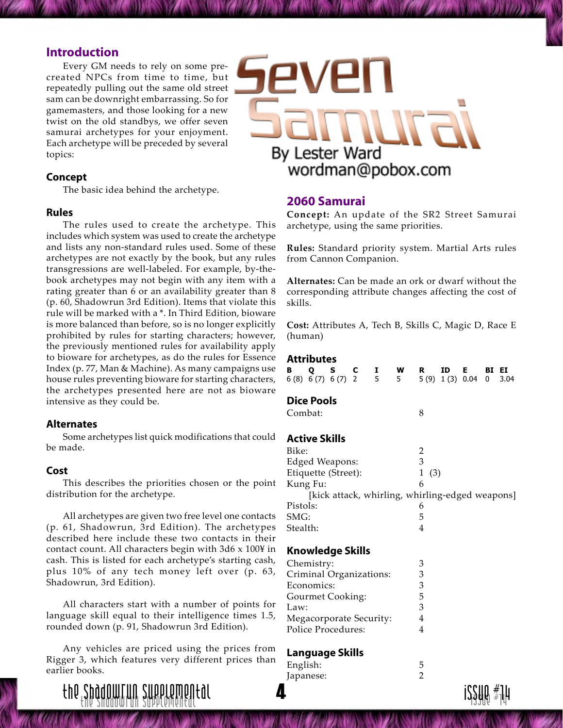# Seven Samurai

By Lester Ward
wordman@pobox.com

## Introduction

Every GM needs to rely on some pre-created NPCs from time to time, but repeatedly pulling out the same old street sam can be downright embarrassing. So for gamemasters, and those looking for a new twist on the old standbys, we offer seven samurai archetypes for your enjoyment. Each archetype will be preceded by several topics:

### Concept

The basic idea behind the archetype.

### Rules

The rules used to create the archetype. This includes which system was used to create the archetype and lists any non-standard rules used. Some of these archetypes are not exactly by the book, but any rules transgressions are well-labeled. For example, by-the-book archetypes may not begin with any item with a rating greater than 6 or an availability greater than 8 (p. 60, Shadowrun 3rd Edition). Items that violate this rule will be marked with a *. In Third Edition, bioware is more balanced than before, so is no longer explicitly prohibited by rules for starting characters; however, the previously mentioned rules for availability apply to bioware for archetypes, as do the rules for Essence Index (p. 77, Man & Machine). As many campaigns use house rules preventing bioware for starting characters, the archetypes presented here are not as bioware intensive as they could be.

### Alternates

Some archetypes list quick modifications that could be made.

### Cost

This describes the priorities chosen or the point distribution for the archetype.

All archetypes are given two free level one contacts (p. 61, Shadowrun, 3rd Edition). The archetypes described here include these two contacts in their contact count. All characters begin with 3d6 x 100¥ in cash. This is listed for each archetype's starting cash, plus 10% of any tech money left over (p. 63, Shadowrun, 3rd Edition).

All characters start with a number of points for language skill equal to their intelligence times 1.5, rounded down (p. 91, Shadowrun 3rd Edition).

Any vehicles are priced using the prices from Rigger 3, which features very different prices than earlier books.

## 2060 Samurai

**Concept:** An update of the SR2 Street Samurai archetype, using the same priorities.

**Rules:** Standard priority system. Martial Arts rules from Cannon Companion.

**Alternates:** Can be made an ork or dwarf without the corresponding attribute changes affecting the cost of skills.

**Cost:** Attributes A, Tech B, Skills C, Magic D, Race E (human)

### Attributes

| B | Q | S | C | I | W | R | ID | E | BI | EI |
|---|---|---|---|---|---|---|---|---|---|---|
| 6 (8) | 6 (7) | 6 (7) | 2 | 5 | 5 | 5 (9) | 1 (3) | 0.04 | 0 | 3.04 |

### Dice Pools

| | |
|---|---|
| Combat: | 8 |

### Active Skills

| | |
|---|---|
| Bike: | 2 |
| Edged Weapons: | 3 |
| Etiquette (Street): | 1 (3) |
| Kung Fu: [kick attack, whirling, whirling-edged weapons] | 6 |
| Pistols: | 6 |
| SMG: | 5 |
| Stealth: | 4 |

### Knowledge Skills

| | |
|---|---|
| Chemistry: | 3 |
| Criminal Organizations: | 3 |
| Economics: | 3 |
| Gourmet Cooking: | 5 |
| Law: | 3 |
| Megacorporate Security: | 4 |
| Police Procedures: | 4 |

### Language Skills

| | |
|---|---|
| English: | 5 |
| Japanese: | 2 |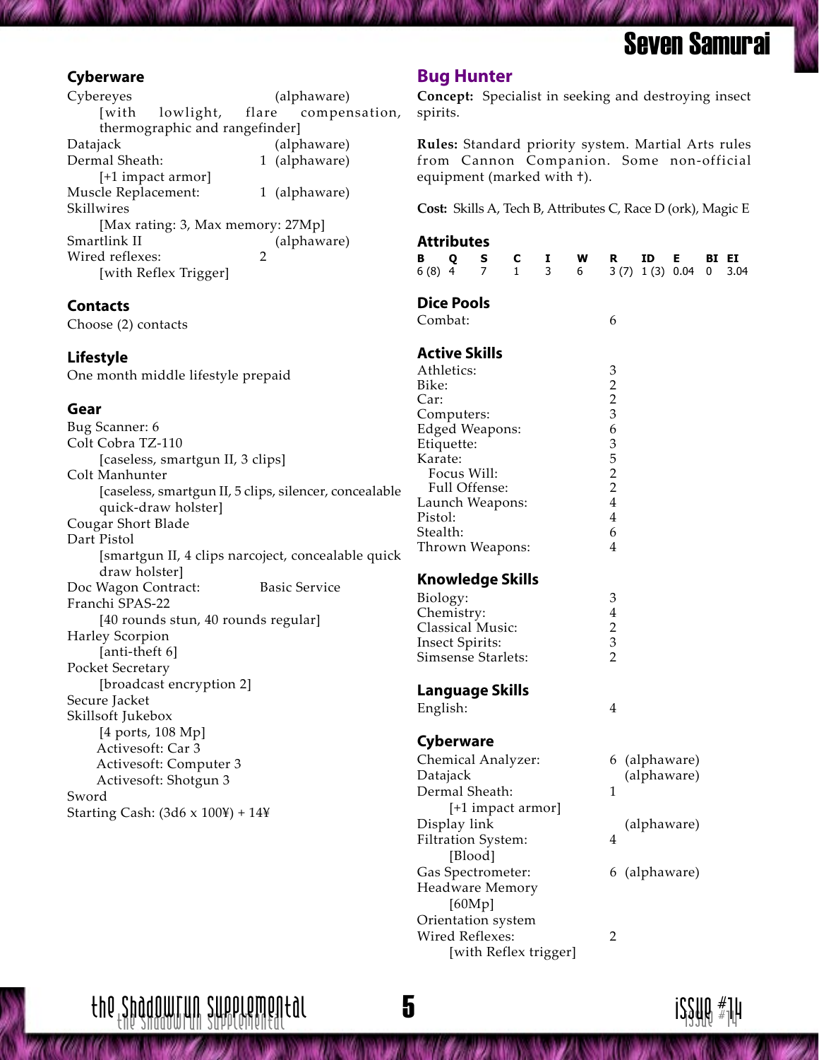### Cyberware

Cybereyes (alphaware)
[with lowlight, flare compensation, thermographic and rangefinder]
Datajack (alphaware)
Dermal Sheath: 1 (alphaware)
[+1 impact armor]
Muscle Replacement: 1 (alphaware)
Skillwires
[Max rating: 3, Max memory: 27Mp]
Smartlink II (alphaware)
Wired reflexes: 2
[with Reflex Trigger]

### Contacts

Choose (2) contacts

### Lifestyle

One month middle lifestyle prepaid

### Gear

Bug Scanner: 6
Colt Cobra TZ-110
[caseless, smartgun II, 3 clips]
Colt Manhunter
[caseless, smartgun II, 5 clips, silencer, concealable quick-draw holster]
Cougar Short Blade
Dart Pistol
[smartgun II, 4 clips narcoject, concealable quick draw holster]
Doc Wagon Contract: Basic Service
Franchi SPAS-22
[40 rounds stun, 40 rounds regular]
Harley Scorpion
[anti-theft 6]
Pocket Secretary
[broadcast encryption 2]
Secure Jacket
Skillsoft Jukebox
[4 ports, 108 Mp]
Activesoft: Car 3
Activesoft: Computer 3
Activesoft: Shotgun 3
Sword
Starting Cash: (3d6 x 100¥) + 14¥

## Bug Hunter

**Concept:** Specialist in seeking and destroying insect spirits.

**Rules:** Standard priority system. Martial Arts rules from Cannon Companion. Some non-official equipment (marked with †).

**Cost:** Skills A, Tech B, Attributes C, Race D (ork), Magic E

### Attributes

| B | Q | S | C | I | W | R | ID | E | BI | EI |
|---|---|---|---|---|---|---|---|---|---|---|
| 6 (8) | 4 | 7 | 1 | 3 | 6 | 3 (7) | 1 (3) | 0.04 | 0 | 3.04 |

### Dice Pools

Combat: 6

### Active Skills

Athletics: 3
Bike: 2
Car: 2
Computers: 3
Edged Weapons: 6
Etiquette: 3
Karate: 5
  Focus Will: 2
  Full Offense: 2
Launch Weapons: 4
Pistol: 4
Stealth: 6
Thrown Weapons: 4

### Knowledge Skills

Biology: 3
Chemistry: 4
Classical Music: 2
Insect Spirits: 3
Simsense Starlets: 2

### Language Skills

English: 4

### Cyberware

Chemical Analyzer: 6 (alphaware)
Datajack (alphaware)
Dermal Sheath: 1
[+1 impact armor]
Display link (alphaware)
Filtration System: 4
[Blood]
Gas Spectrometer: 6 (alphaware)
Headware Memory
[60Mp]
Orientation system
Wired Reflexes: 2
[with Reflex trigger]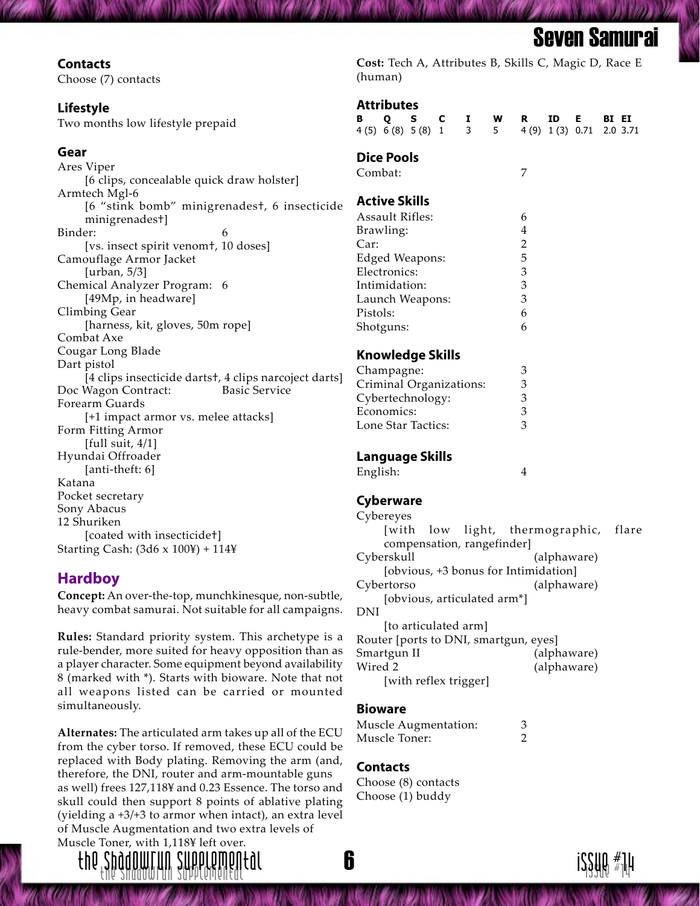### Contacts

Choose (7) contacts

### Lifestyle

Two months low lifestyle prepaid

### Gear

Ares Viper
  [6 clips, concealable quick draw holster]
Armtech Mgl-6
  [6 "stink bomb" minigrenades†, 6 insecticide minigrenades†]
Binder: 6
  [vs. insect spirit venom†, 10 doses]
Camouflage Armor Jacket
  [urban, 5/3]
Chemical Analyzer Program: 6
  [49Mp, in headware]
Climbing Gear
  [harness, kit, gloves, 50m rope]
Combat Axe
Cougar Long Blade
Dart pistol
  [4 clips insecticide darts†, 4 clips narcoject darts]
Doc Wagon Contract: Basic Service
Forearm Guards
  [+1 impact armor vs. melee attacks]
Form Fitting Armor
  [full suit, 4/1]
Hyundai Offroader
  [anti-theft: 6]
Katana
Pocket secretary
Sony Abacus
12 Shuriken
  [coated with insecticide†]
Starting Cash: (3d6 x 100¥) + 114¥

## Hardboy

**Concept:** An over-the-top, munchkinesque, non-subtle, heavy combat samurai. Not suitable for all campaigns.

**Rules:** Standard priority system. This archetype is a rule-bender, more suited for heavy opposition than as a player character. Some equipment beyond availability 8 (marked with *). Starts with bioware. Note that not all weapons listed can be carried or mounted simultaneously.

**Alternates:** The articulated arm takes up all of the ECU from the cyber torso. If removed, these ECU could be replaced with Body plating. Removing the arm (and, therefore, the DNI, router and arm-mountable guns as well) frees 127,118¥ and 0.23 Essence. The torso and skull could then support 8 points of ablative plating (yielding a +3/+3 to armor when intact), an extra level of Muscle Augmentation and two extra levels of Muscle Toner, with 1,118¥ left over.

**Cost:** Tech A, Attributes B, Skills C, Magic D, Race E (human)

### Attributes

| B | Q | S | C | I | W | R | ID | E | BI | EI |
|---|---|---|---|---|---|---|---|---|---|---|
| 4 (5) | 6 (8) | 5 (8) | 1 | 3 | 5 | 4 (9) | 1 (3) | 0.71 | 2.0 | 3.71 |

### Dice Pools

| | |
|---|---|
| Combat: | 7 |

### Active Skills

| | |
|---|---|
| Assault Rifles: | 6 |
| Brawling: | 4 |
| Car: | 2 |
| Edged Weapons: | 5 |
| Electronics: | 3 |
| Intimidation: | 3 |
| Launch Weapons: | 3 |
| Pistols: | 6 |
| Shotguns: | 6 |

### Knowledge Skills

| | |
|---|---|
| Champagne: | 3 |
| Criminal Organizations: | 3 |
| Cybertechnology: | 3 |
| Economics: | 3 |
| Lone Star Tactics: | 3 |

### Language Skills

| | |
|---|---|
| English: | 4 |

### Cyberware

Cybereyes
  [with low light, thermographic, flare compensation, rangefinder]
Cyberskull (alphaware)
  [obvious, +3 bonus for Intimidation]
Cybertorso (alphaware)
  [obvious, articulated arm*]
DNI
  [to articulated arm]
Router [ports to DNI, smartgun, eyes]
Smartgun II (alphaware)
Wired 2 (alphaware)
  [with reflex trigger]

### Bioware

| | |
|---|---|
| Muscle Augmentation: | 3 |
| Muscle Toner: | 2 |

### Contacts

Choose (8) contacts
Choose (1) buddy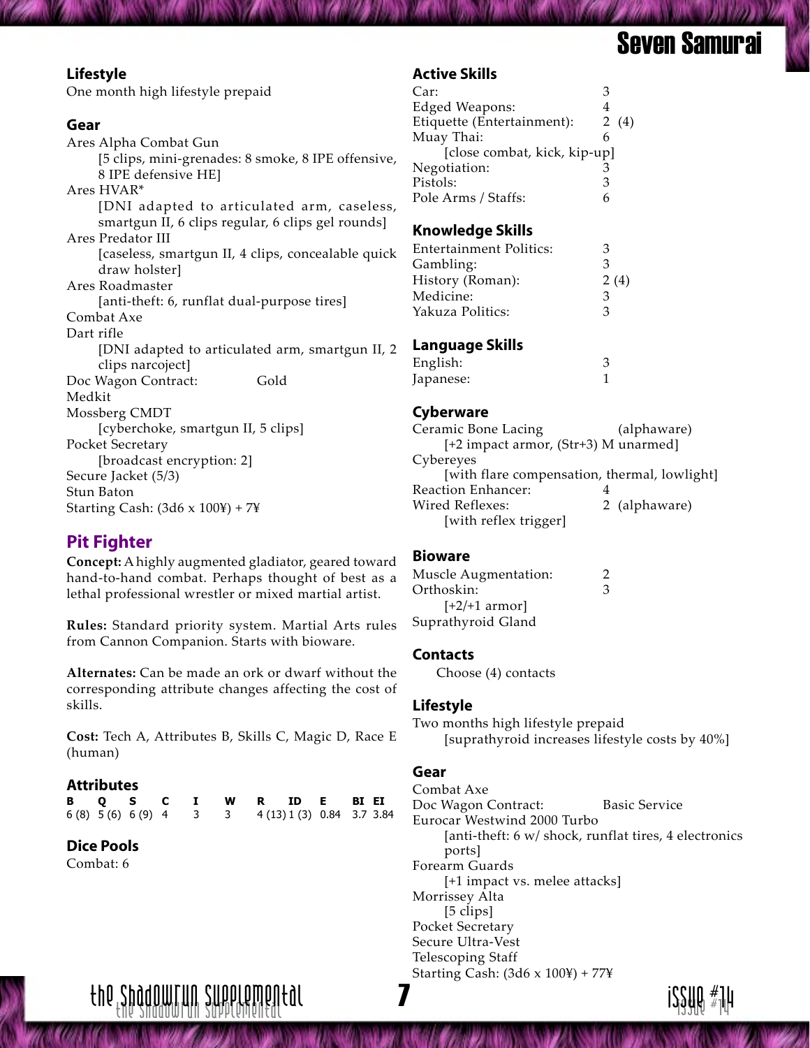### Lifestyle

One month high lifestyle prepaid

### Gear

Ares Alpha Combat Gun
    [5 clips, mini-grenades: 8 smoke, 8 IPE offensive, 8 IPE defensive HE]
Ares HVAR*
    [DNI adapted to articulated arm, caseless, smartgun II, 6 clips regular, 6 clips gel rounds]
Ares Predator III
    [caseless, smartgun II, 4 clips, concealable quick draw holster]
Ares Roadmaster
    [anti-theft: 6, runflat dual-purpose tires]
Combat Axe
Dart rifle
    [DNI adapted to articulated arm, smartgun II, 2 clips narcoject]
Doc Wagon Contract: Gold
Medkit
Mossberg CMDT
    [cyberchoke, smartgun II, 5 clips]
Pocket Secretary
    [broadcast encryption: 2]
Secure Jacket (5/3)
Stun Baton
Starting Cash: (3d6 x 100¥) + 7¥

## Pit Fighter

**Concept:** A highly augmented gladiator, geared toward hand-to-hand combat. Perhaps thought of best as a lethal professional wrestler or mixed martial artist.

**Rules:** Standard priority system. Martial Arts rules from Cannon Companion. Starts with bioware.

**Alternates:** Can be made an ork or dwarf without the corresponding attribute changes affecting the cost of skills.

**Cost:** Tech A, Attributes B, Skills C, Magic D, Race E (human)

### Attributes

| B | Q | S | C | I | W | R | ID | E | BI | EI |
|---|---|---|---|---|---|---|---|---|---|---|
| 6 (8) | 5 (6) | 6 (9) | 4 | 3 | 3 | 4 (13) | 1 (3) | 0.84 | 3.7 | 3.84 |

### Dice Pools

Combat: 6

### Active Skills

| | |
|---|---|
| Car: | 3 |
| Edged Weapons: | 4 |
| Etiquette (Entertainment): | 2 (4) |
| Muay Thai: [close combat, kick, kip-up] | 6 |
| Negotiation: | 3 |
| Pistols: | 3 |
| Pole Arms / Staffs: | 6 |

### Knowledge Skills

| | |
|---|---|
| Entertainment Politics: | 3 |
| Gambling: | 3 |
| History (Roman): | 2 (4) |
| Medicine: | 3 |
| Yakuza Politics: | 3 |

### Language Skills

| | |
|---|---|
| English: | 3 |
| Japanese: | 1 |

### Cyberware

Ceramic Bone Lacing (alphaware)
    [+2 impact armor, (Str+3) M unarmed]
Cybereyes
    [with flare compensation, thermal, lowlight]
Reaction Enhancer: 4
Wired Reflexes: 2 (alphaware)
    [with reflex trigger]

### Bioware

Muscle Augmentation: 2
Orthoskin: 3
    [+2/+1 armor]
Suprathyroid Gland

### Contacts

Choose (4) contacts

### Lifestyle

Two months high lifestyle prepaid
    [suprathyroid increases lifestyle costs by 40%]

### Gear

Combat Axe
Doc Wagon Contract: Basic Service
Eurocar Westwind 2000 Turbo
    [anti-theft: 6 w/ shock, runflat tires, 4 electronics ports]
Forearm Guards
    [+1 impact vs. melee attacks]
Morrissey Alta
    [5 clips]
Pocket Secretary
Secure Ultra-Vest
Telescoping Staff
Starting Cash: (3d6 x 100¥) + 77¥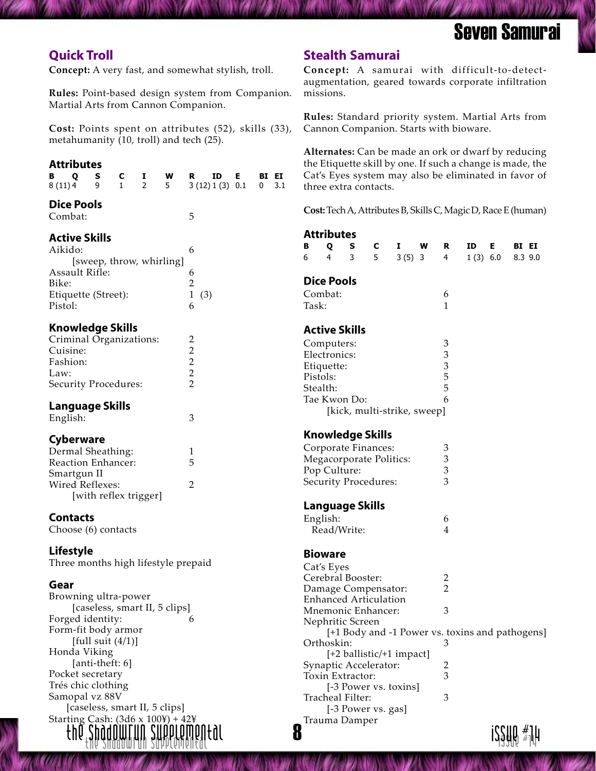## Quick Troll

**Concept:** A very fast, and somewhat stylish, troll.

**Rules:** Point-based design system from Companion. Martial Arts from Cannon Companion.

**Cost:** Points spent on attributes (52), skills (33), metahumanity (10, troll) and tech (25).

### Attributes

| B | Q | S | C | I | W | R | ID | E | BI | EI |
|---|---|---|---|---|---|---|---|---|---|---|
| 8 (11) | 4 | 9 | 1 | 2 | 5 | 3 (12) | 1 (3) | 0.1 | 0 | 3.1 |

### Dice Pools

Combat: 5

### Active Skills

Aikido: 6
[sweep, throw, whirling]
Assault Rifle: 6
Bike: 2
Etiquette (Street): 1 (3)
Pistol: 6

### Knowledge Skills

Criminal Organizations: 2
Cuisine: 2
Fashion: 2
Law: 2
Security Procedures: 2

### Language Skills

English: 3

### Cyberware

Dermal Sheathing: 1
Reaction Enhancer: 5
Smartgun II
Wired Reflexes: 2
[with reflex trigger]

### Contacts

Choose (6) contacts

### Lifestyle

Three months high lifestyle prepaid

### Gear

Browning ultra-power
[caseless, smart II, 5 clips]
Forged identity: 6
Form-fit body armor
[full suit (4/1)]
Honda Viking
[anti-theft: 6]
Pocket secretary
Trés chic clothing
Samopal vz 88V
[caseless, smart II, 5 clips]
Starting Cash: (3d6 x 100¥) + 42¥

## Stealth Samurai

**Concept:** A samurai with difficult-to-detect-augmentation, geared towards corporate infiltration missions.

**Rules:** Standard priority system. Martial Arts from Cannon Companion. Starts with bioware.

**Alternates:** Can be made an ork or dwarf by reducing the Etiquette skill by one. If such a change is made, the Cat's Eyes system may also be eliminated in favor of three extra contacts.

**Cost:** Tech A, Attributes B, Skills C, Magic D, Race E (human)

### Attributes

| B | Q | S | C | I | W | R | ID | E | BI | EI |
|---|---|---|---|---|---|---|---|---|---|---|
| 6 | 4 | 3 | 5 | 3 (5) | 3 | 4 | 1 (3) | 6.0 | 8.3 | 9.0 |

### Dice Pools

Combat: 6
Task: 1

### Active Skills

Computers: 3
Electronics: 3
Etiquette: 3
Pistols: 5
Stealth: 5
Tae Kwon Do: 6
[kick, multi-strike, sweep]

### Knowledge Skills

Corporate Finances: 3
Megacorporate Politics: 3
Pop Culture: 3
Security Procedures: 3

### Language Skills

English: 6
Read/Write: 4

### Bioware

Cat's Eyes
Cerebral Booster: 2
Damage Compensator: 2
Enhanced Articulation
Mnemonic Enhancer: 3
Nephritic Screen
[+1 Body and -1 Power vs. toxins and pathogens]
Orthoskin: 3
[+2 ballistic/+1 impact]
Synaptic Accelerator: 2
Toxin Extractor: 3
[-3 Power vs. toxins]
Tracheal Filter: 3
[-3 Power vs. gas]
Trauma Damper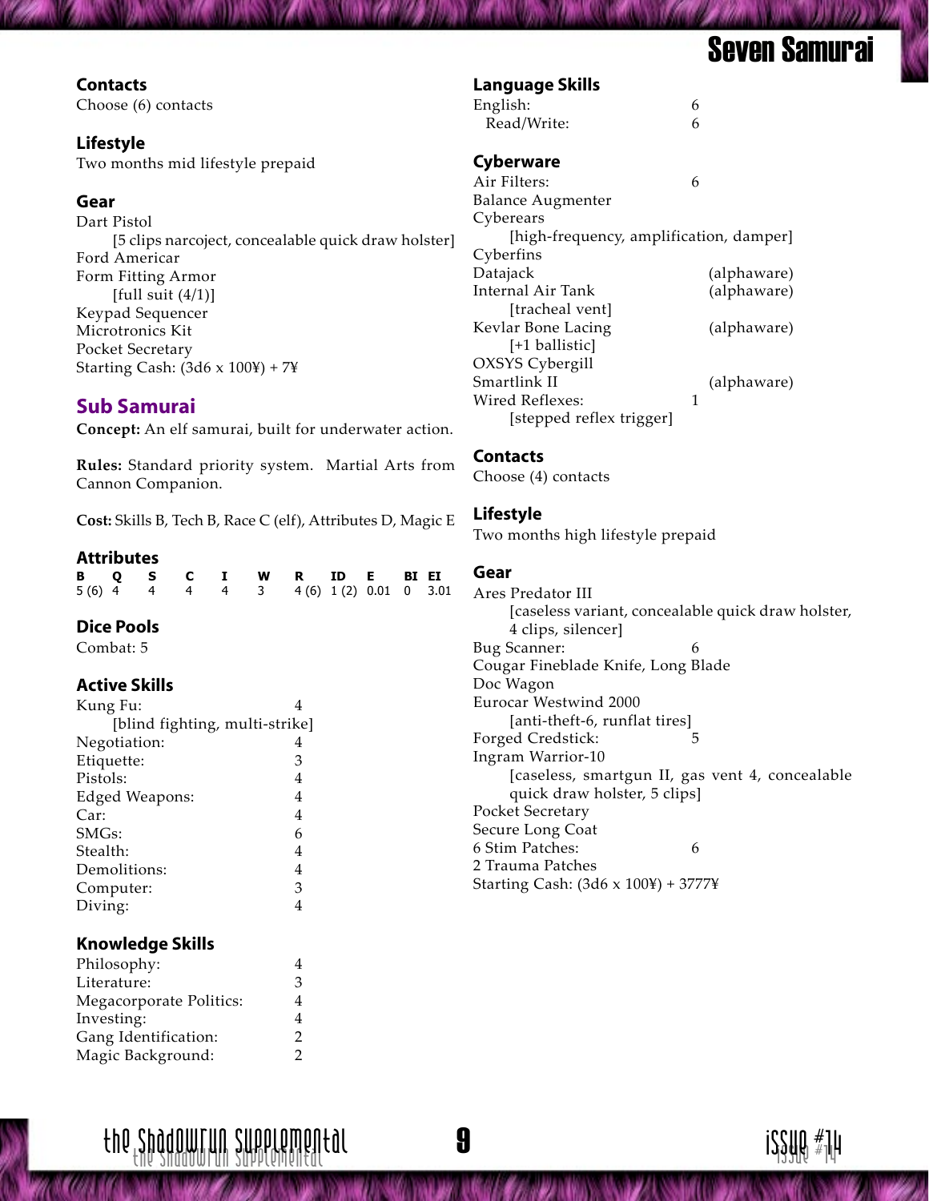### Contacts

Choose (6) contacts

### Lifestyle

Two months mid lifestyle prepaid

### Gear

Dart Pistol
  [5 clips narcoject, concealable quick draw holster]
Ford Americar
Form Fitting Armor
  [full suit (4/1)]
Keypad Sequencer
Microtronics Kit
Pocket Secretary
Starting Cash: (3d6 x 100¥) + 7¥

## Sub Samurai

**Concept:** An elf samurai, built for underwater action.

**Rules:** Standard priority system. Martial Arts from Cannon Companion.

**Cost:** Skills B, Tech B, Race C (elf), Attributes D, Magic E

### Attributes

| B | Q | S | C | I | W | R | ID | E | BI | EI |
|---|---|---|---|---|---|---|---|---|---|---|
| 5 (6) | 4 | 4 | 4 | 4 | 3 | 4 (6) | 1 (2) | 0.01 | 0 | 3.01 |

### Dice Pools

Combat: 5

### Active Skills

| | |
|---|---|
| Kung Fu: | 4 |
| [blind fighting, multi-strike] | |
| Negotiation: | 4 |
| Etiquette: | 3 |
| Pistols: | 4 |
| Edged Weapons: | 4 |
| Car: | 4 |
| SMGs: | 6 |
| Stealth: | 4 |
| Demolitions: | 4 |
| Computer: | 3 |
| Diving: | 4 |

### Knowledge Skills

| | |
|---|---|
| Philosophy: | 4 |
| Literature: | 3 |
| Megacorporate Politics: | 4 |
| Investing: | 4 |
| Gang Identification: | 2 |
| Magic Background: | 2 |

### Language Skills

| | |
|---|---|
| English: | 6 |
| Read/Write: | 6 |

### Cyberware

Air Filters: 6
Balance Augmenter
Cyberears
  [high-frequency, amplification, damper]
Cyberfins
Datajack (alphaware)
Internal Air Tank (alphaware)
  [tracheal vent]
Kevlar Bone Lacing (alphaware)
  [+1 ballistic]
OXSYS Cybergill
Smartlink II (alphaware)
Wired Reflexes: 1
  [stepped reflex trigger]

### Contacts

Choose (4) contacts

### Lifestyle

Two months high lifestyle prepaid

### Gear

Ares Predator III
  [caseless variant, concealable quick draw holster, 4 clips, silencer]
Bug Scanner: 6
Cougar Fineblade Knife, Long Blade
Doc Wagon
Eurocar Westwind 2000
  [anti-theft-6, runflat tires]
Forged Credstick: 5
Ingram Warrior-10
  [caseless, smartgun II, gas vent 4, concealable quick draw holster, 5 clips]
Pocket Secretary
Secure Long Coat
6 Stim Patches: 6
2 Trauma Patches
Starting Cash: (3d6 x 100¥) + 3777¥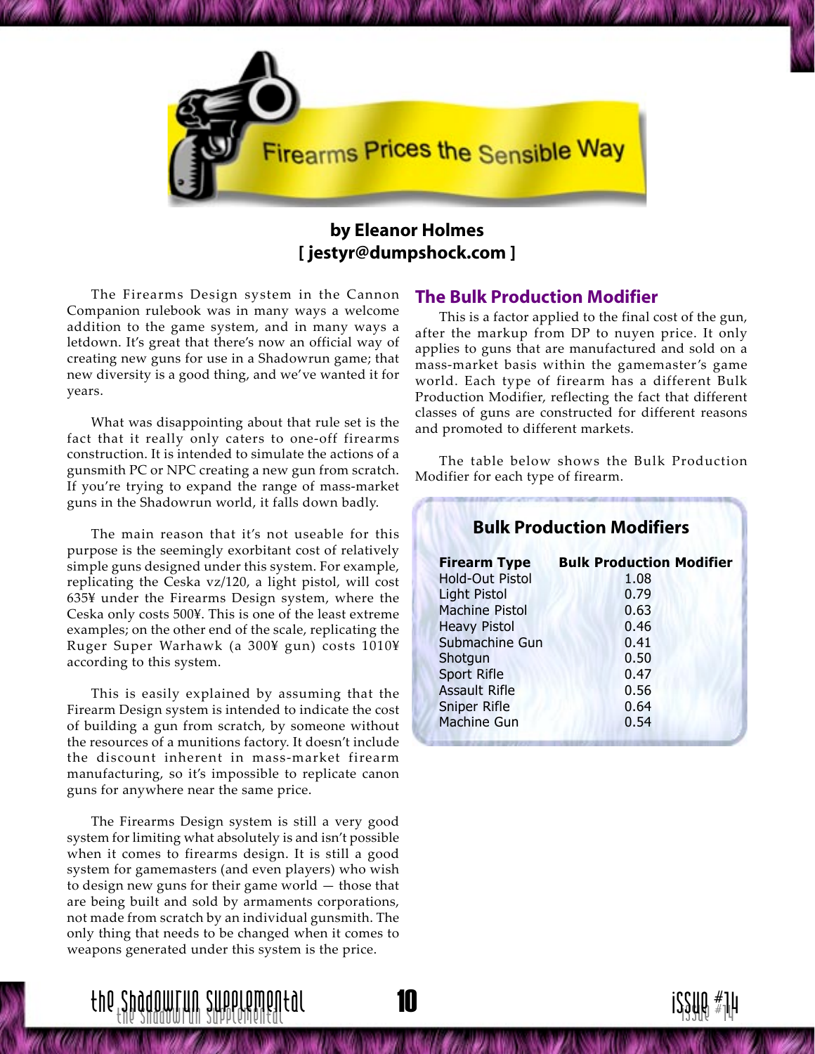# Firearms Prices the Sensible Way

**by Eleanor Holmes**
**[ jestyr@dumpshock.com ]**

The Firearms Design system in the Cannon Companion rulebook was in many ways a welcome addition to the game system, and in many ways a letdown. It's great that there's now an official way of creating new guns for use in a Shadowrun game; that new diversity is a good thing, and we've wanted it for years.

What was disappointing about that rule set is the fact that it really only caters to one-off firearms construction. It is intended to simulate the actions of a gunsmith PC or NPC creating a new gun from scratch. If you're trying to expand the range of mass-market guns in the Shadowrun world, it falls down badly.

The main reason that it's not useable for this purpose is the seemingly exorbitant cost of relatively simple guns designed under this system. For example, replicating the Ceska vz/120, a light pistol, will cost 635¥ under the Firearms Design system, where the Ceska only costs 500¥. This is one of the least extreme examples; on the other end of the scale, replicating the Ruger Super Warhawk (a 300¥ gun) costs 1010¥ according to this system.

This is easily explained by assuming that the Firearm Design system is intended to indicate the cost of building a gun from scratch, by someone without the resources of a munitions factory. It doesn't include the discount inherent in mass-market firearm manufacturing, so it's impossible to replicate canon guns for anywhere near the same price.

The Firearms Design system is still a very good system for limiting what absolutely is and isn't possible when it comes to firearms design. It is still a good system for gamemasters (and even players) who wish to design new guns for their game world — those that are being built and sold by armaments corporations, not made from scratch by an individual gunsmith. The only thing that needs to be changed when it comes to weapons generated under this system is the price.

## The Bulk Production Modifier

This is a factor applied to the final cost of the gun, after the markup from DP to nuyen price. It only applies to guns that are manufactured and sold on a mass-market basis within the gamemaster's game world. Each type of firearm has a different Bulk Production Modifier, reflecting the fact that different classes of guns are constructed for different reasons and promoted to different markets.

The table below shows the Bulk Production Modifier for each type of firearm.

### Bulk Production Modifiers

| Firearm Type | Bulk Production Modifier |
|---|---|
| Hold-Out Pistol | 1.08 |
| Light Pistol | 0.79 |
| Machine Pistol | 0.63 |
| Heavy Pistol | 0.46 |
| Submachine Gun | 0.41 |
| Shotgun | 0.50 |
| Sport Rifle | 0.47 |
| Assault Rifle | 0.56 |
| Sniper Rifle | 0.64 |
| Machine Gun | 0.54 |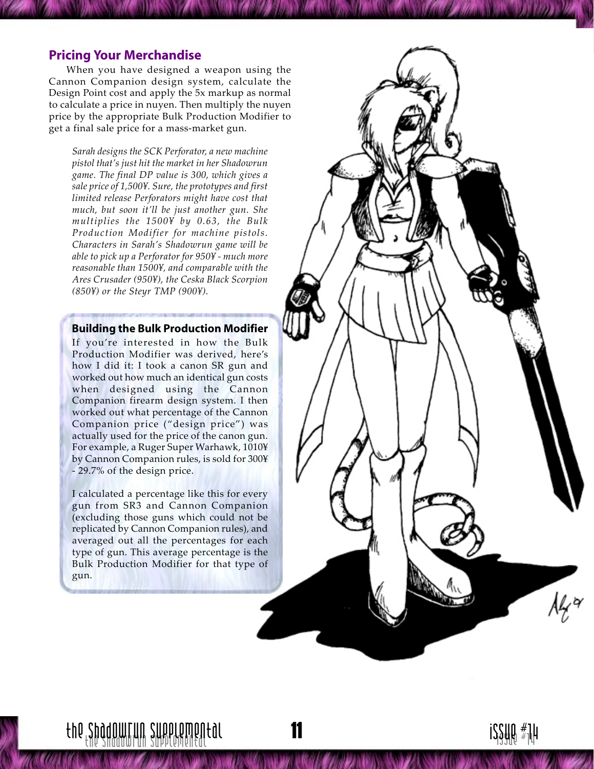## Pricing Your Merchandise

When you have designed a weapon using the Cannon Companion design system, calculate the Design Point cost and apply the 5x markup as normal to calculate a price in nuyen. Then multiply the nuyen price by the appropriate Bulk Production Modifier to get a final sale price for a mass-market gun.

*Sarah designs the SCK Perforator, a new machine pistol that's just hit the market in her Shadowrun game. The final DP value is 300, which gives a sale price of 1,500¥. Sure, the prototypes and first limited release Perforators might have cost that much, but soon it'll be just another gun. She multiplies the 1500¥ by 0.63, the Bulk Production Modifier for machine pistols. Characters in Sarah's Shadowrun game will be able to pick up a Perforator for 950¥ - much more reasonable than 1500¥, and comparable with the Ares Crusader (950¥), the Ceska Black Scorpion (850¥) or the Steyr TMP (900¥).*

### Building the Bulk Production Modifier

If you're interested in how the Bulk Production Modifier was derived, here's how I did it: I took a canon SR gun and worked out how much an identical gun costs when designed using the Cannon Companion firearm design system. I then worked out what percentage of the Cannon Companion price ("design price") was actually used for the price of the canon gun. For example, a Ruger Super Warhawk, 1010¥ by Cannon Companion rules, is sold for 300¥ - 29.7% of the design price.

I calculated a percentage like this for every gun from SR3 and Cannon Companion (excluding those guns which could not be replicated by Cannon Companion rules), and averaged out all the percentages for each type of gun. This average percentage is the Bulk Production Modifier for that type of gun.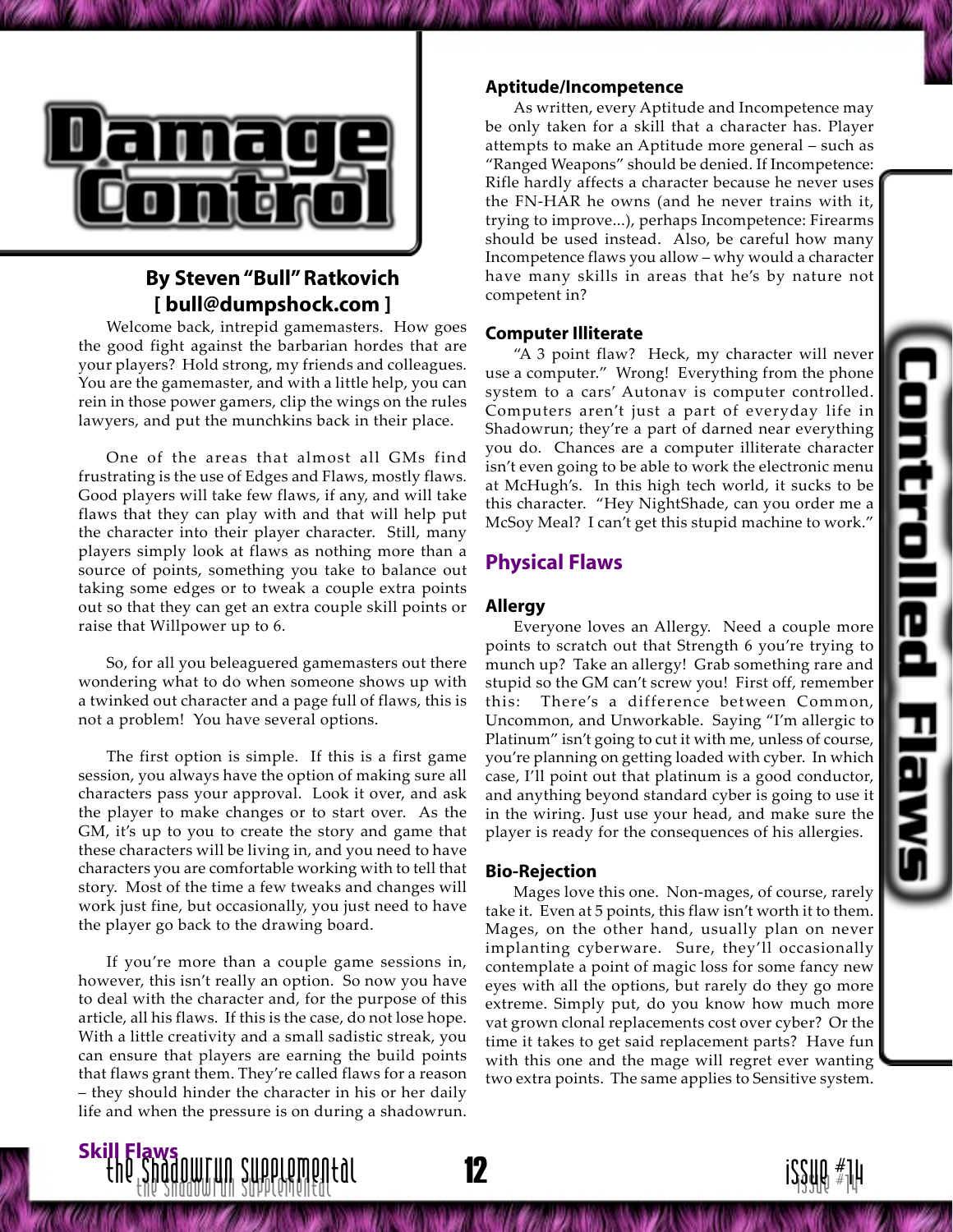# Damage Control

**By Steven "Bull" Ratkovich**
**[ bull@dumpshock.com ]**

Welcome back, intrepid gamemasters. How goes the good fight against the barbarian hordes that are your players? Hold strong, my friends and colleagues. You are the gamemaster, and with a little help, you can rein in those power gamers, clip the wings on the rules lawyers, and put the munchkins back in their place.

One of the areas that almost all GMs find frustrating is the use of Edges and Flaws, mostly flaws. Good players will take few flaws, if any, and will take flaws that they can play with and that will help put the character into their player character. Still, many players simply look at flaws as nothing more than a source of points, something you take to balance out taking some edges or to tweak a couple extra points out so that they can get an extra couple skill points or raise that Willpower up to 6.

So, for all you beleaguered gamemasters out there wondering what to do when someone shows up with a twinked out character and a page full of flaws, this is not a problem! You have several options.

The first option is simple. If this is a first game session, you always have the option of making sure all characters pass your approval. Look it over, and ask the player to make changes or to start over. As the GM, it's up to you to create the story and game that these characters will be living in, and you need to have characters you are comfortable working with to tell that story. Most of the time a few tweaks and changes will work just fine, but occasionally, you just need to have the player go back to the drawing board.

If you're more than a couple game sessions in, however, this isn't really an option. So now you have to deal with the character and, for the purpose of this article, all his flaws. If this is the case, do not lose hope. With a little creativity and a small sadistic streak, you can ensure that players are earning the build points that flaws grant them. They're called flaws for a reason – they should hinder the character in his or her daily life and when the pressure is on during a shadowrun.

## Controlled Flaws

## Skill Flaws

### Aptitude/Incompetence

As written, every Aptitude and Incompetence may be only taken for a skill that a character has. Player attempts to make an Aptitude more general – such as "Ranged Weapons" should be denied. If Incompetence: Rifle hardly affects a character because he never uses the FN-HAR he owns (and he never trains with it, trying to improve...), perhaps Incompetence: Firearms should be used instead. Also, be careful how many Incompetence flaws you allow – why would a character have many skills in areas that he's by nature not competent in?

### Computer Illiterate

"A 3 point flaw? Heck, my character will never use a computer." Wrong! Everything from the phone system to a cars' Autonav is computer controlled. Computers aren't just a part of everyday life in Shadowrun; they're a part of darned near everything you do. Chances are a computer illiterate character isn't even going to be able to work the electronic menu at McHugh's. In this high tech world, it sucks to be this character. "Hey NightShade, can you order me a McSoy Meal? I can't get this stupid machine to work."

## Physical Flaws

### Allergy

Everyone loves an Allergy. Need a couple more points to scratch out that Strength 6 you're trying to munch up? Take an allergy! Grab something rare and stupid so the GM can't screw you! First off, remember this: There's a difference between Common, Uncommon, and Unworkable. Saying "I'm allergic to Platinum" isn't going to cut it with me, unless of course, you're planning on getting loaded with cyber. In which case, I'll point out that platinum is a good conductor, and anything beyond standard cyber is going to use it in the wiring. Just use your head, and make sure the player is ready for the consequences of his allergies.

### Bio-Rejection

Mages love this one. Non-mages, of course, rarely take it. Even at 5 points, this flaw isn't worth it to them. Mages, on the other hand, usually plan on never implanting cyberware. Sure, they'll occasionally contemplate a point of magic loss for some fancy new eyes with all the options, but rarely do they go more extreme. Simply put, do you know how much more vat grown clonal replacements cost over cyber? Or the time it takes to get said replacement parts? Have fun with this one and the mage will regret ever wanting two extra points. The same applies to Sensitive system.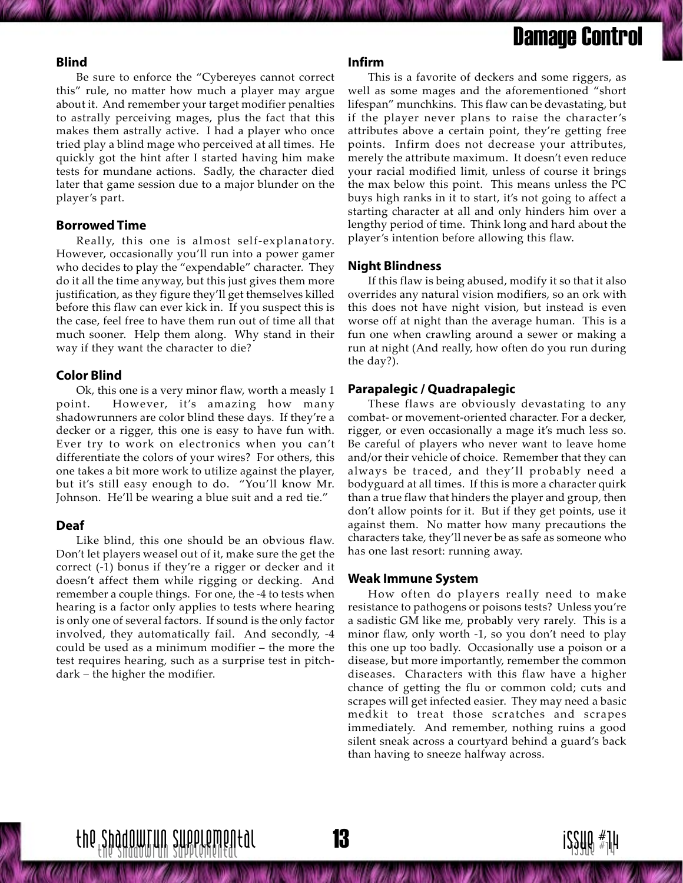### Blind

Be sure to enforce the "Cybereyes cannot correct this" rule, no matter how much a player may argue about it. And remember your target modifier penalties to astrally perceiving mages, plus the fact that this makes them astrally active. I had a player who once tried play a blind mage who perceived at all times. He quickly got the hint after I started having him make tests for mundane actions. Sadly, the character died later that game session due to a major blunder on the player's part.

### Borrowed Time

Really, this one is almost self-explanatory. However, occasionally you'll run into a power gamer who decides to play the "expendable" character. They do it all the time anyway, but this just gives them more justification, as they figure they'll get themselves killed before this flaw can ever kick in. If you suspect this is the case, feel free to have them run out of time all that much sooner. Help them along. Why stand in their way if they want the character to die?

### Color Blind

Ok, this one is a very minor flaw, worth a measly 1 point. However, it's amazing how many shadowrunners are color blind these days. If they're a decker or a rigger, this one is easy to have fun with. Ever try to work on electronics when you can't differentiate the colors of your wires? For others, this one takes a bit more work to utilize against the player, but it's still easy enough to do. "You'll know Mr. Johnson. He'll be wearing a blue suit and a red tie."

### Deaf

Like blind, this one should be an obvious flaw. Don't let players weasel out of it, make sure the get the correct (-1) bonus if they're a rigger or decker and it doesn't affect them while rigging or decking. And remember a couple things. For one, the -4 to tests when hearing is a factor only applies to tests where hearing is only one of several factors. If sound is the only factor involved, they automatically fail. And secondly, -4 could be used as a minimum modifier – the more the test requires hearing, such as a surprise test in pitch-dark – the higher the modifier.

### Infirm

This is a favorite of deckers and some riggers, as well as some mages and the aforementioned "short lifespan" munchkins. This flaw can be devastating, but if the player never plans to raise the character's attributes above a certain point, they're getting free points. Infirm does not decrease your attributes, merely the attribute maximum. It doesn't even reduce your racial modified limit, unless of course it brings the max below this point. This means unless the PC buys high ranks in it to start, it's not going to affect a starting character at all and only hinders him over a lengthy period of time. Think long and hard about the player's intention before allowing this flaw.

### Night Blindness

If this flaw is being abused, modify it so that it also overrides any natural vision modifiers, so an ork with this does not have night vision, but instead is even worse off at night than the average human. This is a fun one when crawling around a sewer or making a run at night (And really, how often do you run during the day?).

### Parapalegic / Quadrapalegic

These flaws are obviously devastating to any combat- or movement-oriented character. For a decker, rigger, or even occasionally a mage it's much less so. Be careful of players who never want to leave home and/or their vehicle of choice. Remember that they can always be traced, and they'll probably need a bodyguard at all times. If this is more a character quirk than a true flaw that hinders the player and group, then don't allow points for it. But if they get points, use it against them. No matter how many precautions the characters take, they'll never be as safe as someone who has one last resort: running away.

### Weak Immune System

How often do players really need to make resistance to pathogens or poisons tests? Unless you're a sadistic GM like me, probably very rarely. This is a minor flaw, only worth -1, so you don't need to play this one up too badly. Occasionally use a poison or a disease, but more importantly, remember the common diseases. Characters with this flaw have a higher chance of getting the flu or common cold; cuts and scrapes will get infected easier. They may need a basic medkit to treat those scratches and scrapes immediately. And remember, nothing ruins a good silent sneak across a courtyard behind a guard's back than having to sneeze halfway across.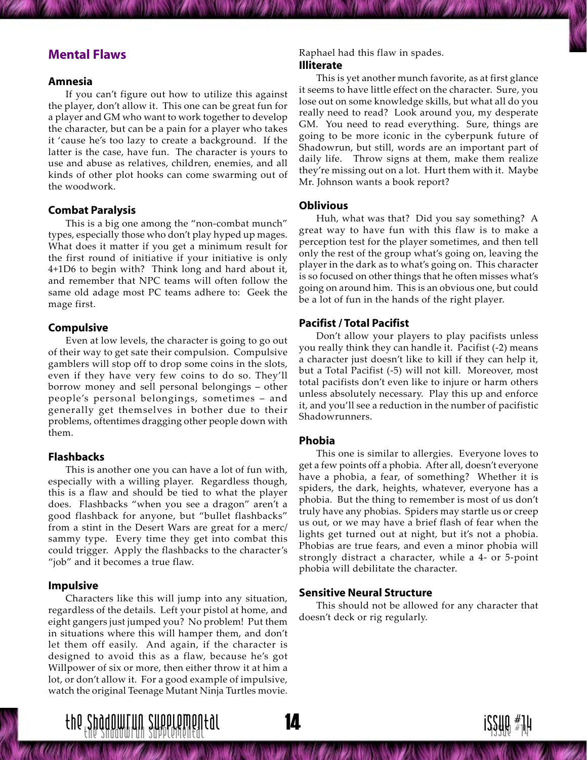## Mental Flaws

### Amnesia

If you can't figure out how to utilize this against the player, don't allow it. This one can be great fun for a player and GM who want to work together to develop the character, but can be a pain for a player who takes it 'cause he's too lazy to create a background. If the latter is the case, have fun. The character is yours to use and abuse as relatives, children, enemies, and all kinds of other plot hooks can come swarming out of the woodwork.

### Combat Paralysis

This is a big one among the "non-combat munch" types, especially those who don't play hyped up mages. What does it matter if you get a minimum result for the first round of initiative if your initiative is only 4+1D6 to begin with? Think long and hard about it, and remember that NPC teams will often follow the same old adage most PC teams adhere to: Geek the mage first.

### Compulsive

Even at low levels, the character is going to go out of their way to get sate their compulsion. Compulsive gamblers will stop off to drop some coins in the slots, even if they have very few coins to do so. They'll borrow money and sell personal belongings – other people's personal belongings, sometimes – and generally get themselves in bother due to their problems, oftentimes dragging other people down with them.

### Flashbacks

This is another one you can have a lot of fun with, especially with a willing player. Regardless though, this is a flaw and should be tied to what the player does. Flashbacks "when you see a dragon" aren't a good flashback for anyone, but "bullet flashbacks" from a stint in the Desert Wars are great for a merc/sammy type. Every time they get into combat this could trigger. Apply the flashbacks to the character's "job" and it becomes a true flaw.

### Impulsive

Characters like this will jump into any situation, regardless of the details. Left your pistol at home, and eight gangers just jumped you? No problem! Put them in situations where this will hamper them, and don't let them off easily. And again, if the character is designed to avoid this as a flaw, because he's got Willpower of six or more, then either throw it at him a lot, or don't allow it. For a good example of impulsive, watch the original Teenage Mutant Ninja Turtles movie. Raphael had this flaw in spades.

### Illiterate

This is yet another munch favorite, as at first glance it seems to have little effect on the character. Sure, you lose out on some knowledge skills, but what all do you really need to read? Look around you, my desperate GM. You need to read everything. Sure, things are going to be more iconic in the cyberpunk future of Shadowrun, but still, words are an important part of daily life. Throw signs at them, make them realize they're missing out on a lot. Hurt them with it. Maybe Mr. Johnson wants a book report?

### Oblivious

Huh, what was that? Did you say something? A great way to have fun with this flaw is to make a perception test for the player sometimes, and then tell only the rest of the group what's going on, leaving the player in the dark as to what's going on. This character is so focused on other things that he often misses what's going on around him. This is an obvious one, but could be a lot of fun in the hands of the right player.

### Pacifist / Total Pacifist

Don't allow your players to play pacifists unless you really think they can handle it. Pacifist (-2) means a character just doesn't like to kill if they can help it, but a Total Pacifist (-5) will not kill. Moreover, most total pacifists don't even like to injure or harm others unless absolutely necessary. Play this up and enforce it, and you'll see a reduction in the number of pacifistic Shadowrunners.

### Phobia

This one is similar to allergies. Everyone loves to get a few points off a phobia. After all, doesn't everyone have a phobia, a fear, of something? Whether it is spiders, the dark, heights, whatever, everyone has a phobia. But the thing to remember is most of us don't truly have any phobias. Spiders may startle us or creep us out, or we may have a brief flash of fear when the lights get turned out at night, but it's not a phobia. Phobias are true fears, and even a minor phobia will strongly distract a character, while a 4- or 5-point phobia will debilitate the character.

### Sensitive Neural Structure

This should not be allowed for any character that doesn't deck or rig regularly.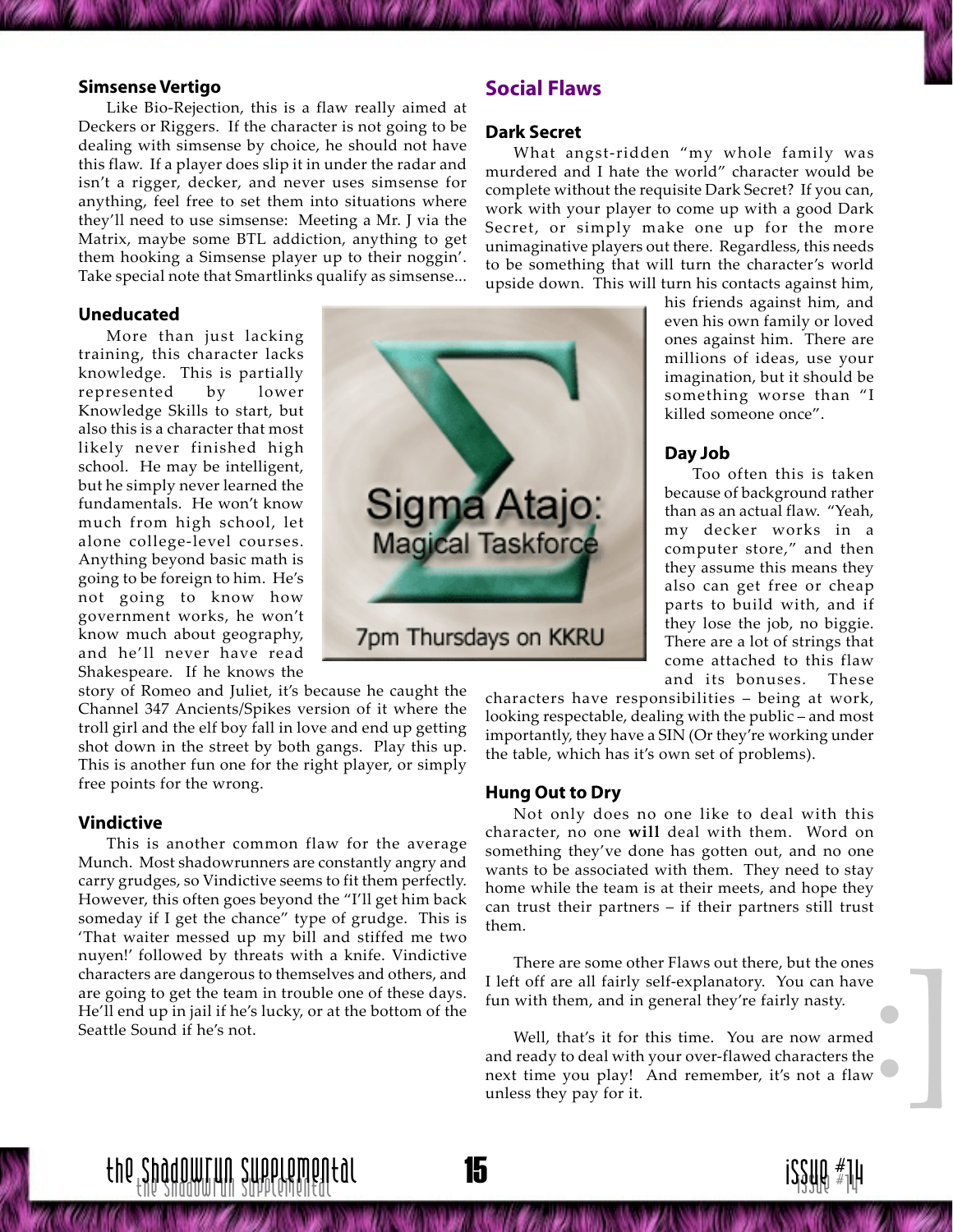### Simsense Vertigo

Like Bio-Rejection, this is a flaw really aimed at Deckers or Riggers. If the character is not going to be dealing with simsense by choice, he should not have this flaw. If a player does slip it in under the radar and isn't a rigger, decker, and never uses simsense for anything, feel free to set them into situations where they'll need to use simsense: Meeting a Mr. J via the Matrix, maybe some BTL addiction, anything to get them hooking a Simsense player up to their noggin'. Take special note that Smartlinks qualify as simsense...

### Uneducated

More than just lacking training, this character lacks knowledge. This is partially represented by lower Knowledge Skills to start, but also this is a character that most likely never finished high school. He may be intelligent, but he simply never learned the fundamentals. He won't know much from high school, let alone college-level courses. Anything beyond basic math is going to be foreign to him. He's not going to know how government works, he won't know much about geography, and he'll never have read Shakespeare. If he knows the story of Romeo and Juliet, it's because he caught the Channel 347 Ancients/Spikes version of it where the troll girl and the elf boy fall in love and end up getting shot down in the street by both gangs. Play this up. This is another fun one for the right player, or simply free points for the wrong.

### Vindictive

This is another common flaw for the average Munch. Most shadowrunners are constantly angry and carry grudges, so Vindictive seems to fit them perfectly. However, this often goes beyond the "I'll get him back someday if I get the chance" type of grudge. This is 'That waiter messed up my bill and stiffed me two nuyen!' followed by threats with a knife. Vindictive characters are dangerous to themselves and others, and are going to get the team in trouble one of these days. He'll end up in jail if he's lucky, or at the bottom of the Seattle Sound if he's not.

Sigma Atajo: Magical Taskforce

7pm Thursdays on KKRU

## Social Flaws

### Dark Secret

What angst-ridden "my whole family was murdered and I hate the world" character would be complete without the requisite Dark Secret? If you can, work with your player to come up with a good Dark Secret, or simply make one up for the more unimaginative players out there. Regardless, this needs to be something that will turn the character's world upside down. This will turn his contacts against him, his friends against him, and even his own family or loved ones against him. There are millions of ideas, use your imagination, but it should be something worse than "I killed someone once".

### Day Job

Too often this is taken because of background rather than as an actual flaw. "Yeah, my decker works in a computer store," and then they assume this means they also can get free or cheap parts to build with, and if they lose the job, no biggie. There are a lot of strings that come attached to this flaw and its bonuses. These characters have responsibilities – being at work, looking respectable, dealing with the public – and most importantly, they have a SIN (Or they're working under the table, which has it's own set of problems).

### Hung Out to Dry

Not only does no one like to deal with this character, no one **will** deal with them. Word on something they've done has gotten out, and no one wants to be associated with them. They need to stay home while the team is at their meets, and hope they can trust their partners – if their partners still trust them.

There are some other Flaws out there, but the ones I left off are all fairly self-explanatory. You can have fun with them, and in general they're fairly nasty.

Well, that's it for this time. You are now armed and ready to deal with your over-flawed characters the next time you play! And remember, it's not a flaw unless they pay for it.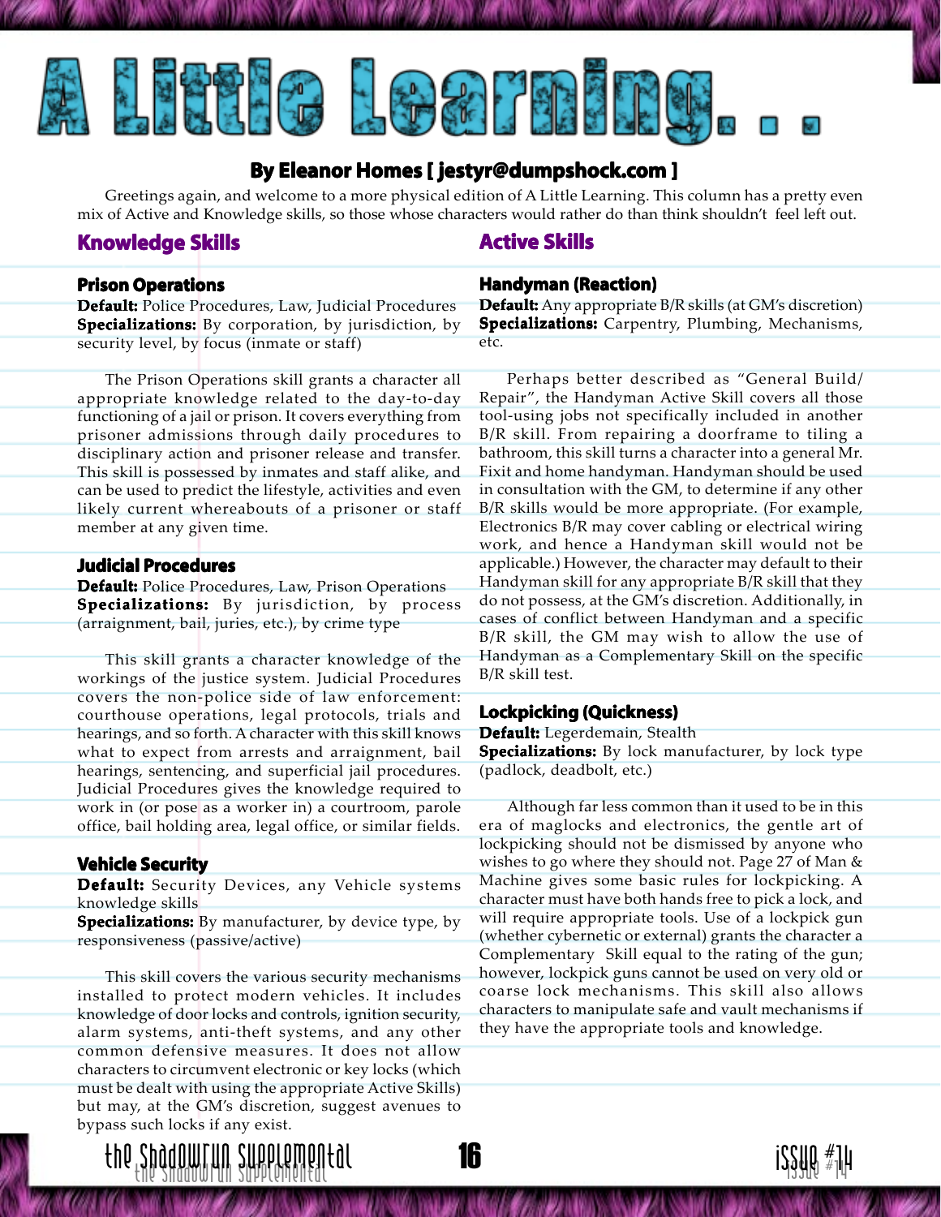# A Little Learning. . .

## By Eleanor Homes [ jestyr@dumpshock.com ]

Greetings again, and welcome to a more physical edition of A Little Learning. This column has a pretty even mix of Active and Knowledge skills, so those whose characters would rather do than think shouldn't feel left out.

## Knowledge Skills

### Prison Operations

**Default:** Police Procedures, Law, Judicial Procedures
**Specializations:** By corporation, by jurisdiction, by security level, by focus (inmate or staff)

The Prison Operations skill grants a character all appropriate knowledge related to the day-to-day functioning of a jail or prison. It covers everything from prisoner admissions through daily procedures to disciplinary action and prisoner release and transfer. This skill is possessed by inmates and staff alike, and can be used to predict the lifestyle, activities and even likely current whereabouts of a prisoner or staff member at any given time.

### Judicial Procedures

**Default:** Police Procedures, Law, Prison Operations
**Specializations:** By jurisdiction, by process (arraignment, bail, juries, etc.), by crime type

This skill grants a character knowledge of the workings of the justice system. Judicial Procedures covers the non-police side of law enforcement: courthouse operations, legal protocols, trials and hearings, and so forth. A character with this skill knows what to expect from arrests and arraignment, bail hearings, sentencing, and superficial jail procedures. Judicial Procedures gives the knowledge required to work in (or pose as a worker in) a courtroom, parole office, bail holding area, legal office, or similar fields.

### Vehicle Security

**Default:** Security Devices, any Vehicle systems knowledge skills
**Specializations:** By manufacturer, by device type, by responsiveness (passive/active)

This skill covers the various security mechanisms installed to protect modern vehicles. It includes knowledge of door locks and controls, ignition security, alarm systems, anti-theft systems, and any other common defensive measures. It does not allow characters to circumvent electronic or key locks (which must be dealt with using the appropriate Active Skills) but may, at the GM's discretion, suggest avenues to bypass such locks if any exist.

## Active Skills

### Handyman (Reaction)

**Default:** Any appropriate B/R skills (at GM's discretion)
**Specializations:** Carpentry, Plumbing, Mechanisms, etc.

Perhaps better described as "General Build/Repair", the Handyman Active Skill covers all those tool-using jobs not specifically included in another B/R skill. From repairing a doorframe to tiling a bathroom, this skill turns a character into a general Mr. Fixit and home handyman. Handyman should be used in consultation with the GM, to determine if any other B/R skills would be more appropriate. (For example, Electronics B/R may cover cabling or electrical wiring work, and hence a Handyman skill would not be applicable.) However, the character may default to their Handyman skill for any appropriate B/R skill that they do not possess, at the GM's discretion. Additionally, in cases of conflict between Handyman and a specific B/R skill, the GM may wish to allow the use of Handyman as a Complementary Skill on the specific B/R skill test.

### Lockpicking (Quickness)

**Default:** Legerdemain, Stealth
**Specializations:** By lock manufacturer, by lock type (padlock, deadbolt, etc.)

Although far less common than it used to be in this era of maglocks and electronics, the gentle art of lockpicking should not be dismissed by anyone who wishes to go where they should not. Page 27 of Man & Machine gives some basic rules for lockpicking. A character must have both hands free to pick a lock, and will require appropriate tools. Use of a lockpick gun (whether cybernetic or external) grants the character a Complementary Skill equal to the rating of the gun; however, lockpick guns cannot be used on very old or coarse lock mechanisms. This skill also allows characters to manipulate safe and vault mechanisms if they have the appropriate tools and knowledge.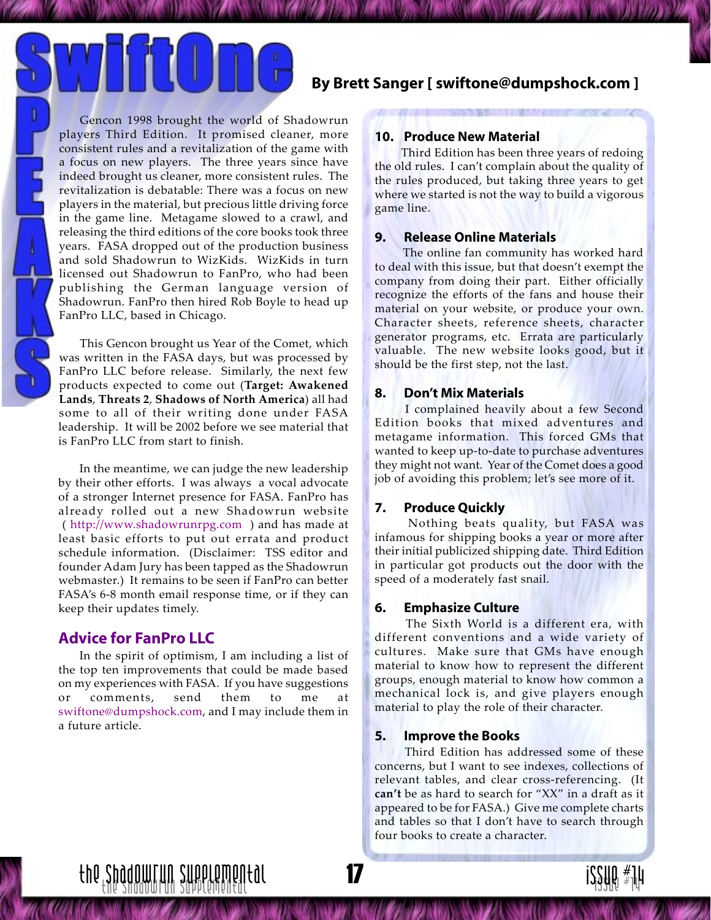# SwiftOne SPEAKS

**By Brett Sanger [ swiftone@dumpshock.com ]**

Gencon 1998 brought the world of Shadowrun players Third Edition. It promised cleaner, more consistent rules and a revitalization of the game with a focus on new players. The three years since have indeed brought us cleaner, more consistent rules. The revitalization is debatable: There was a focus on new players in the material, but precious little driving force in the game line. Metagame slowed to a crawl, and releasing the third editions of the core books took three years. FASA dropped out of the production business and sold Shadowrun to WizKids. WizKids in turn licensed out Shadowrun to FanPro, who had been publishing the German language version of Shadowrun. FanPro then hired Rob Boyle to head up FanPro LLC, based in Chicago.

This Gencon brought us Year of the Comet, which was written in the FASA days, but was processed by FanPro LLC before release. Similarly, the next few products expected to come out (**Target: Awakened Lands**, **Threats 2**, **Shadows of North America**) all had some to all of their writing done under FASA leadership. It will be 2002 before we see material that is FanPro LLC from start to finish.

In the meantime, we can judge the new leadership by their other efforts. I was always a vocal advocate of a stronger Internet presence for FASA. FanPro has already rolled out a new Shadowrun website ( http://www.shadowrunrpg.com ) and has made at least basic efforts to put out errata and product schedule information. (Disclaimer: TSS editor and founder Adam Jury has been tapped as the Shadowrun webmaster.) It remains to be seen if FanPro can better FASA's 6-8 month email response time, or if they can keep their updates timely.

## Advice for FanPro LLC

In the spirit of optimism, I am including a list of the top ten improvements that could be made based on my experiences with FASA. If you have suggestions or comments, send them to me at swiftone@dumpshock.com, and I may include them in a future article.

### 10. Produce New Material

Third Edition has been three years of redoing the old rules. I can't complain about the quality of the rules produced, but taking three years to get where we started is not the way to build a vigorous game line.

### 9. Release Online Materials

The online fan community has worked hard to deal with this issue, but that doesn't exempt the company from doing their part. Either officially recognize the efforts of the fans and house their material on your website, or produce your own. Character sheets, reference sheets, character generator programs, etc. Errata are particularly valuable. The new website looks good, but it should be the first step, not the last.

### 8. Don't Mix Materials

I complained heavily about a few Second Edition books that mixed adventures and metagame information. This forced GMs that wanted to keep up-to-date to purchase adventures they might not want. Year of the Comet does a good job of avoiding this problem; let's see more of it.

### 7. Produce Quickly

Nothing beats quality, but FASA was infamous for shipping books a year or more after their initial publicized shipping date. Third Edition in particular got products out the door with the speed of a moderately fast snail.

### 6. Emphasize Culture

The Sixth World is a different era, with different conventions and a wide variety of cultures. Make sure that GMs have enough material to know how to represent the different groups, enough material to know how common a mechanical lock is, and give players enough material to play the role of their character.

### 5. Improve the Books

Third Edition has addressed some of these concerns, but I want to see indexes, collections of relevant tables, and clear cross-referencing. (It **can't** be as hard to search for "XX" in a draft as it appeared to be for FASA.) Give me complete charts and tables so that I don't have to search through four books to create a character.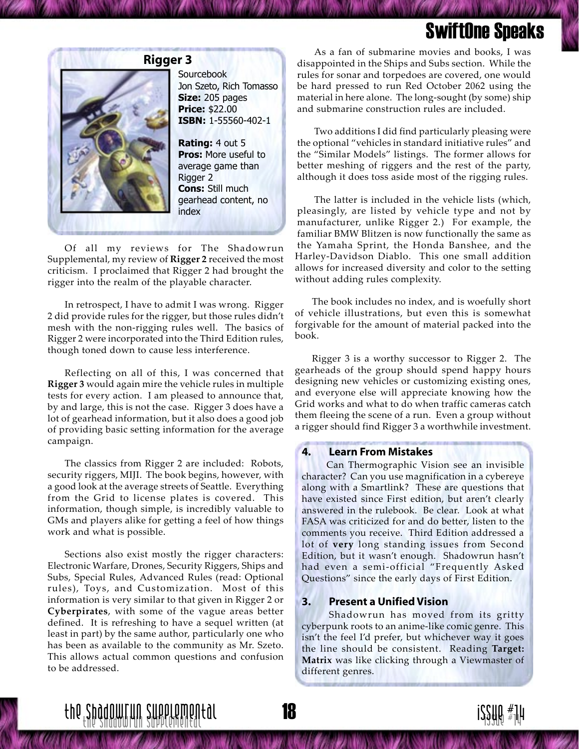## Rigger 3

Sourcebook
Jon Szeto, Rich Tomasso
**Size:** 205 pages
**Price:** $22.00
**ISBN:** 1-55560-402-1

**Rating:** 4 out 5
**Pros:** More useful to average game than Rigger 2
**Cons:** Still much gearhead content, no index

Of all my reviews for The Shadowrun Supplemental, my review of **Rigger 2** received the most criticism. I proclaimed that Rigger 2 had brought the rigger into the realm of the playable character.

In retrospect, I have to admit I was wrong. Rigger 2 did provide rules for the rigger, but those rules didn't mesh with the non-rigging rules well. The basics of Rigger 2 were incorporated into the Third Edition rules, though toned down to cause less interference.

Reflecting on all of this, I was concerned that **Rigger 3** would again mire the vehicle rules in multiple tests for every action. I am pleased to announce that, by and large, this is not the case. Rigger 3 does have a lot of gearhead information, but it also does a good job of providing basic setting information for the average campaign.

The classics from Rigger 2 are included: Robots, security riggers, MIJI. The book begins, however, with a good look at the average streets of Seattle. Everything from the Grid to license plates is covered. This information, though simple, is incredibly valuable to GMs and players alike for getting a feel of how things work and what is possible.

Sections also exist mostly the rigger characters: Electronic Warfare, Drones, Security Riggers, Ships and Subs, Special Rules, Advanced Rules (read: Optional rules), Toys, and Customization. Most of this information is very similar to that given in Rigger 2 or **Cyberpirates**, with some of the vague areas better defined. It is refreshing to have a sequel written (at least in part) by the same author, particularly one who has been as available to the community as Mr. Szeto. This allows actual common questions and confusion to be addressed.

As a fan of submarine movies and books, I was disappointed in the Ships and Subs section. While the rules for sonar and torpedoes are covered, one would be hard pressed to run Red October 2062 using the material in here alone. The long-sought (by some) ship and submarine construction rules are included.

Two additions I did find particularly pleasing were the optional "vehicles in standard initiative rules" and the "Similar Models" listings. The former allows for better meshing of riggers and the rest of the party, although it does toss aside most of the rigging rules.

The latter is included in the vehicle lists (which, pleasingly, are listed by vehicle type and not by manufacturer, unlike Rigger 2.) For example, the familiar BMW Blitzen is now functionally the same as the Yamaha Sprint, the Honda Banshee, and the Harley-Davidson Diablo. This one small addition allows for increased diversity and color to the setting without adding rules complexity.

The book includes no index, and is woefully short of vehicle illustrations, but even this is somewhat forgivable for the amount of material packed into the book.

Rigger 3 is a worthy successor to Rigger 2. The gearheads of the group should spend happy hours designing new vehicles or customizing existing ones, and everyone else will appreciate knowing how the Grid works and what to do when traffic cameras catch them fleeing the scene of a run. Even a group without a rigger should find Rigger 3 a worthwhile investment.

### 4. Learn From Mistakes

Can Thermographic Vision see an invisible character? Can you use magnification in a cybereye along with a Smartlink? These are questions that have existed since First edition, but aren't clearly answered in the rulebook. Be clear. Look at what FASA was criticized for and do better, listen to the comments you receive. Third Edition addressed a lot of **very** long standing issues from Second Edition, but it wasn't enough. Shadowrun hasn't had even a semi-official "Frequently Asked Questions" since the early days of First Edition.

### 3. Present a Unified Vision

Shadowrun has moved from its gritty cyberpunk roots to an anime-like comic genre. This isn't the feel I'd prefer, but whichever way it goes the line should be consistent. Reading **Target: Matrix** was like clicking through a Viewmaster of different genres.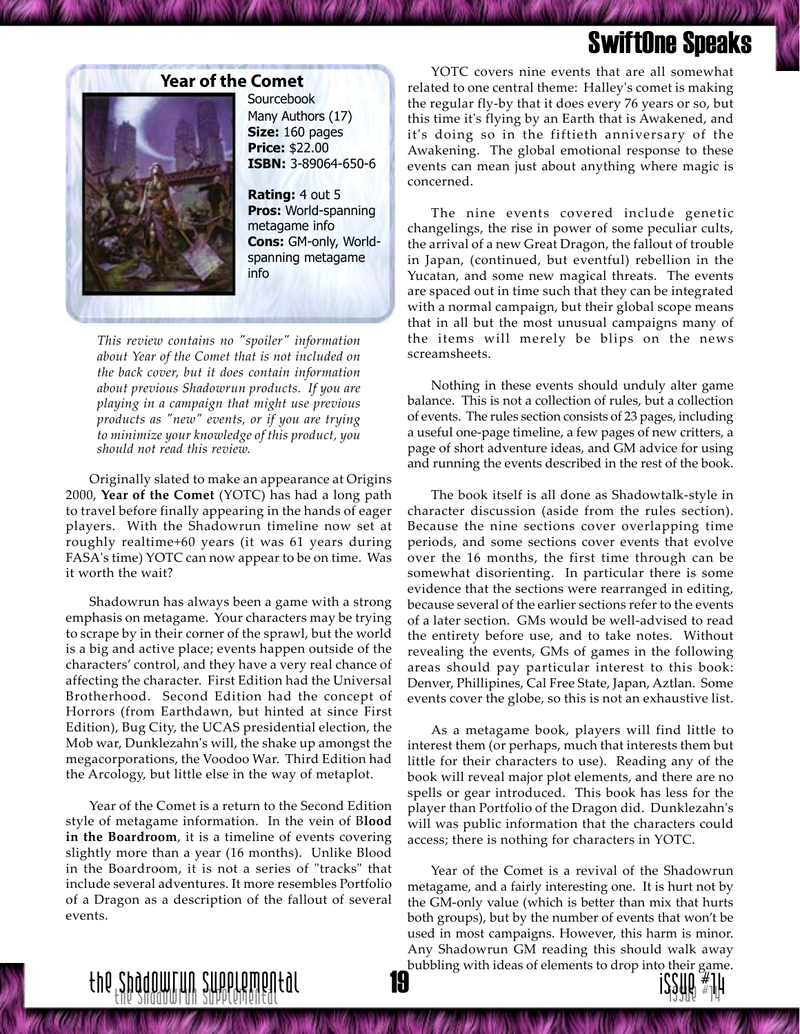## Year of the Comet

Sourcebook
Many Authors (17)
**Size:** 160 pages
**Price:** $22.00
**ISBN:** 3-89064-650-6

**Rating:** 4 out 5
**Pros:** World-spanning metagame info
**Cons:** GM-only, World-spanning metagame info

*This review contains no "spoiler" information about Year of the Comet that is not included on the back cover, but it does contain information about previous Shadowrun products. If you are playing in a campaign that might use previous products as "new" events, or if you are trying to minimize your knowledge of this product, you should not read this review.*

Originally slated to make an appearance at Origins 2000, **Year of the Comet** (YOTC) has had a long path to travel before finally appearing in the hands of eager players. With the Shadowrun timeline now set at roughly realtime+60 years (it was 61 years during FASA's time) YOTC can now appear to be on time. Was it worth the wait?

Shadowrun has always been a game with a strong emphasis on metagame. Your characters may be trying to scrape by in their corner of the sprawl, but the world is a big and active place; events happen outside of the characters' control, and they have a very real chance of affecting the character. First Edition had the Universal Brotherhood. Second Edition had the concept of Horrors (from Earthdawn, but hinted at since First Edition), Bug City, the UCAS presidential election, the Mob war, Dunklezahn's will, the shake up amongst the megacorporations, the Voodoo War. Third Edition had the Arcology, but little else in the way of metaplot.

Year of the Comet is a return to the Second Edition style of metagame information. In the vein of B**lood in the Boardroom**, it is a timeline of events covering slightly more than a year (16 months). Unlike Blood in the Boardroom, it is not a series of "tracks" that include several adventures. It more resembles Portfolio of a Dragon as a description of the fallout of several events.

YOTC covers nine events that are all somewhat related to one central theme: Halley's comet is making the regular fly-by that it does every 76 years or so, but this time it's flying by an Earth that is Awakened, and it's doing so in the fiftieth anniversary of the Awakening. The global emotional response to these events can mean just about anything where magic is concerned.

The nine events covered include genetic changelings, the rise in power of some peculiar cults, the arrival of a new Great Dragon, the fallout of trouble in Japan, (continued, but eventful) rebellion in the Yucatan, and some new magical threats. The events are spaced out in time such that they can be integrated with a normal campaign, but their global scope means that in all but the most unusual campaigns many of the items will merely be blips on the news screamsheets.

Nothing in these events should unduly alter game balance. This is not a collection of rules, but a collection of events. The rules section consists of 23 pages, including a useful one-page timeline, a few pages of new critters, a page of short adventure ideas, and GM advice for using and running the events described in the rest of the book.

The book itself is all done as Shadowtalk-style in character discussion (aside from the rules section). Because the nine sections cover overlapping time periods, and some sections cover events that evolve over the 16 months, the first time through can be somewhat disorienting. In particular there is some evidence that the sections were rearranged in editing, because several of the earlier sections refer to the events of a later section. GMs would be well-advised to read the entirety before use, and to take notes. Without revealing the events, GMs of games in the following areas should pay particular interest to this book: Denver, Phillipines, Cal Free State, Japan, Aztlan. Some events cover the globe, so this is not an exhaustive list.

As a metagame book, players will find little to interest them (or perhaps, much that interests them but little for their characters to use). Reading any of the book will reveal major plot elements, and there are no spells or gear introduced. This book has less for the player than Portfolio of the Dragon did. Dunklezahn's will was public information that the characters could access; there is nothing for characters in YOTC.

Year of the Comet is a revival of the Shadowrun metagame, and a fairly interesting one. It is hurt not by the GM-only value (which is better than mix that hurts both groups), but by the number of events that won't be used in most campaigns. However, this harm is minor. Any Shadowrun GM reading this should walk away bubbling with ideas of elements to drop into their game.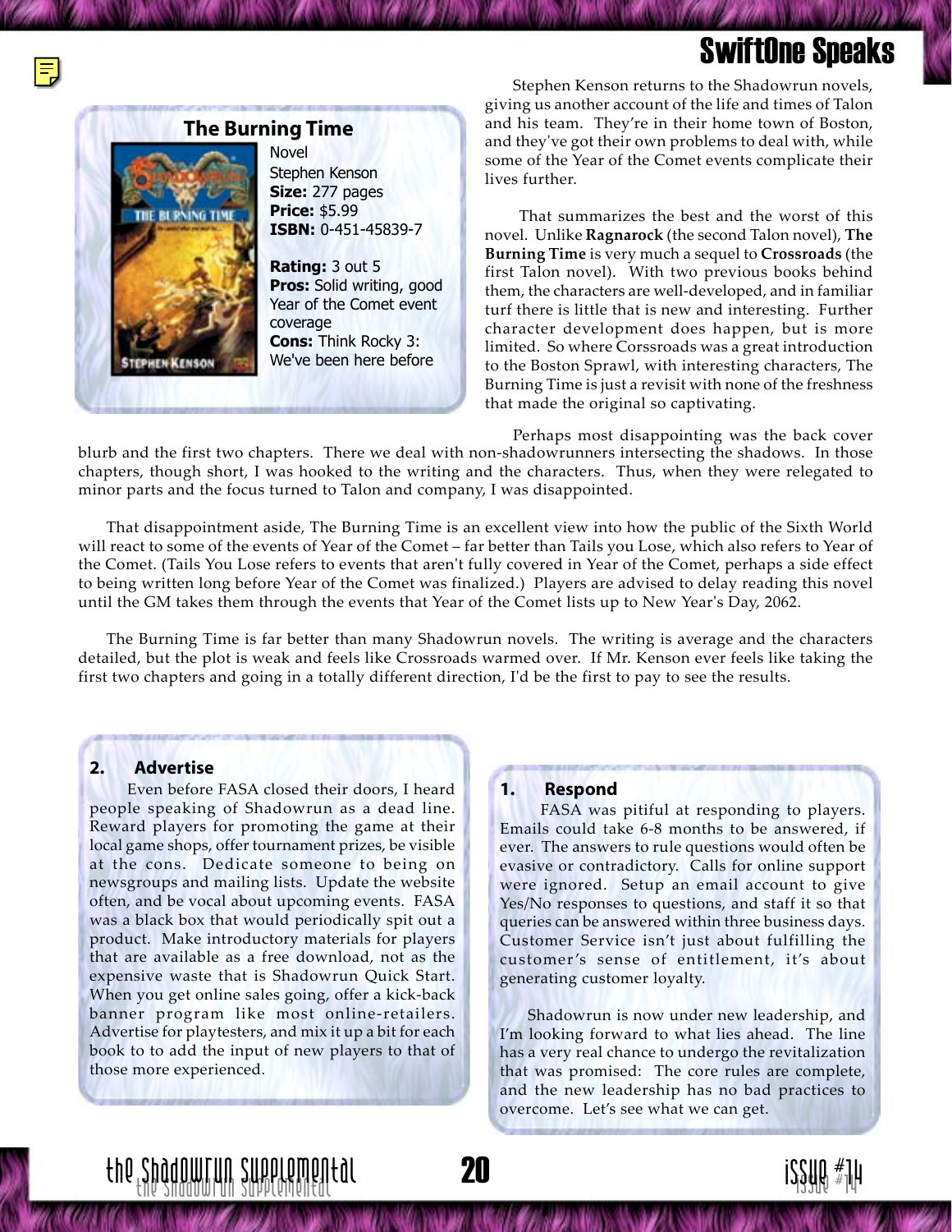## SwiftOne Speaks

### The Burning Time

Novel
Stephen Kenson
**Size:** 277 pages
**Price:** $5.99
**ISBN:** 0-451-45839-7

**Rating:** 3 out 5
**Pros:** Solid writing, good Year of the Comet event coverage
**Cons:** Think Rocky 3: We've been here before

Stephen Kenson returns to the Shadowrun novels, giving us another account of the life and times of Talon and his team. They're in their home town of Boston, and they've got their own problems to deal with, while some of the Year of the Comet events complicate their lives further.

That summarizes the best and the worst of this novel. Unlike **Ragnarock** (the second Talon novel), **The Burning Time** is very much a sequel to **Crossroads** (the first Talon novel). With two previous books behind them, the characters are well-developed, and in familiar turf there is little that is new and interesting. Further character development does happen, but is more limited. So where Corssroads was a great introduction to the Boston Sprawl, with interesting characters, The Burning Time is just a revisit with none of the freshness that made the original so captivating.

Perhaps most disappointing was the back cover blurb and the first two chapters. There we deal with non-shadowrunners intersecting the shadows. In those chapters, though short, I was hooked to the writing and the characters. Thus, when they were relegated to minor parts and the focus turned to Talon and company, I was disappointed.

That disappointment aside, The Burning Time is an excellent view into how the public of the Sixth World will react to some of the events of Year of the Comet – far better than Tails you Lose, which also refers to Year of the Comet. (Tails You Lose refers to events that aren't fully covered in Year of the Comet, perhaps a side effect to being written long before Year of the Comet was finalized.) Players are advised to delay reading this novel until the GM takes them through the events that Year of the Comet lists up to New Year's Day, 2062.

The Burning Time is far better than many Shadowrun novels. The writing is average and the characters detailed, but the plot is weak and feels like Crossroads warmed over. If Mr. Kenson ever feels like taking the first two chapters and going in a totally different direction, I'd be the first to pay to see the results.

### 2. Advertise

Even before FASA closed their doors, I heard people speaking of Shadowrun as a dead line. Reward players for promoting the game at their local game shops, offer tournament prizes, be visible at the cons. Dedicate someone to being on newsgroups and mailing lists. Update the website often, and be vocal about upcoming events. FASA was a black box that would periodically spit out a product. Make introductory materials for players that are available as a free download, not as the expensive waste that is Shadowrun Quick Start. When you get online sales going, offer a kick-back banner program like most online-retailers. Advertise for playtesters, and mix it up a bit for each book to to add the input of new players to that of those more experienced.

### 1. Respond

FASA was pitiful at responding to players. Emails could take 6-8 months to be answered, if ever. The answers to rule questions would often be evasive or contradictory. Calls for online support were ignored. Setup an email account to give Yes/No responses to questions, and staff it so that queries can be answered within three business days. Customer Service isn't just about fulfilling the customer's sense of entitlement, it's about generating customer loyalty.

Shadowrun is now under new leadership, and I'm looking forward to what lies ahead. The line has a very real chance to undergo the revitalization that was promised: The core rules are complete, and the new leadership has no bad practices to overcome. Let's see what we can get.